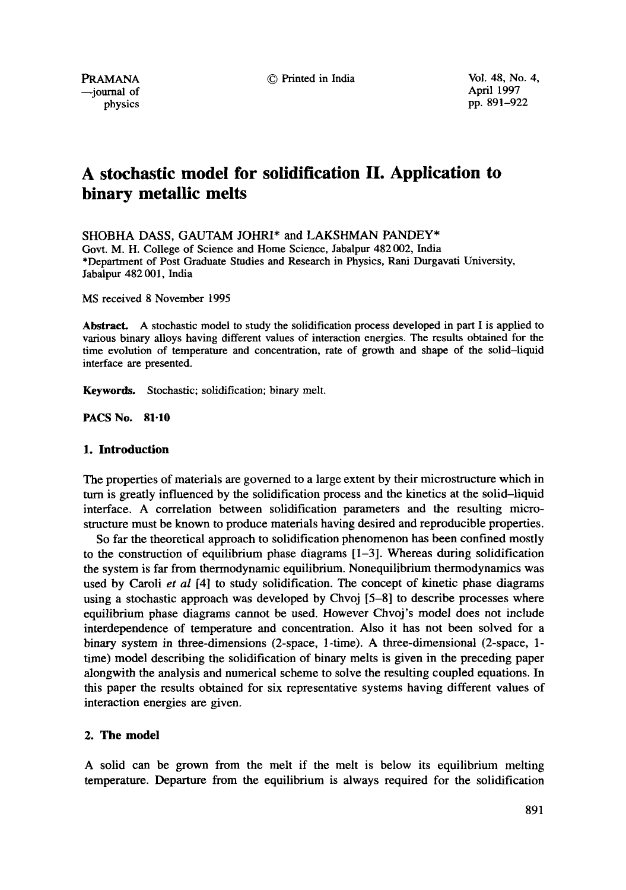# A stochastic model for solidification II. Application to binary metallic melts

SHOBHA DASS, GAUTAM JOHRI* and LAKSHMAN PANDEY*

Govt. M. H. College of Science and Home Science, Jabalpur 482 002, India

*Department of Post Graduate Studies and Research in Physics, Rani Durgavati University, Jabalpur 482 001, India

MS received 8 November 1995

**Abstract.** A stochastic model to study the solidification process developed in part I is applied to various binary alloys having different values of interaction energies. The results obtained for the time evolution of temperature and concentration, rate of growth and shape of the solid–liquid interface are presented.

**Keywords.** Stochastic; solidification; binary melt.

**PACS No. 81·10**

## 1. Introduction

The properties of materials are governed to a large extent by their microstructure which in turn is greatly influenced by the solidification process and the kinetics at the solid–liquid interface. A correlation between solidification parameters and the resulting microstructure must be known to produce materials having desired and reproducible properties.

So far the theoretical approach to solidification phenomenon has been confined mostly to the construction of equilibrium phase diagrams [1–3]. Whereas during solidification the system is far from thermodynamic equilibrium. Nonequilibrium thermodynamics was used by Caroli *et al* [4] to study solidification. The concept of kinetic phase diagrams using a stochastic approach was developed by Chvoj [5–8] to describe processes where equilibrium phase diagrams cannot be used. However Chvoj's model does not include interdependence of temperature and concentration. Also it has not been solved for a binary system in three-dimensions (2-space, 1-time). A three-dimensional (2-space, 1-time) model describing the solidification of binary melts is given in the preceding paper alongwith the analysis and numerical scheme to solve the resulting coupled equations. In this paper the results obtained for six representative systems having different values of interaction energies are given.

## 2. The model

A solid can be grown from the melt if the melt is below its equilibrium melting temperature. Departure from the equilibrium is always required for the solidification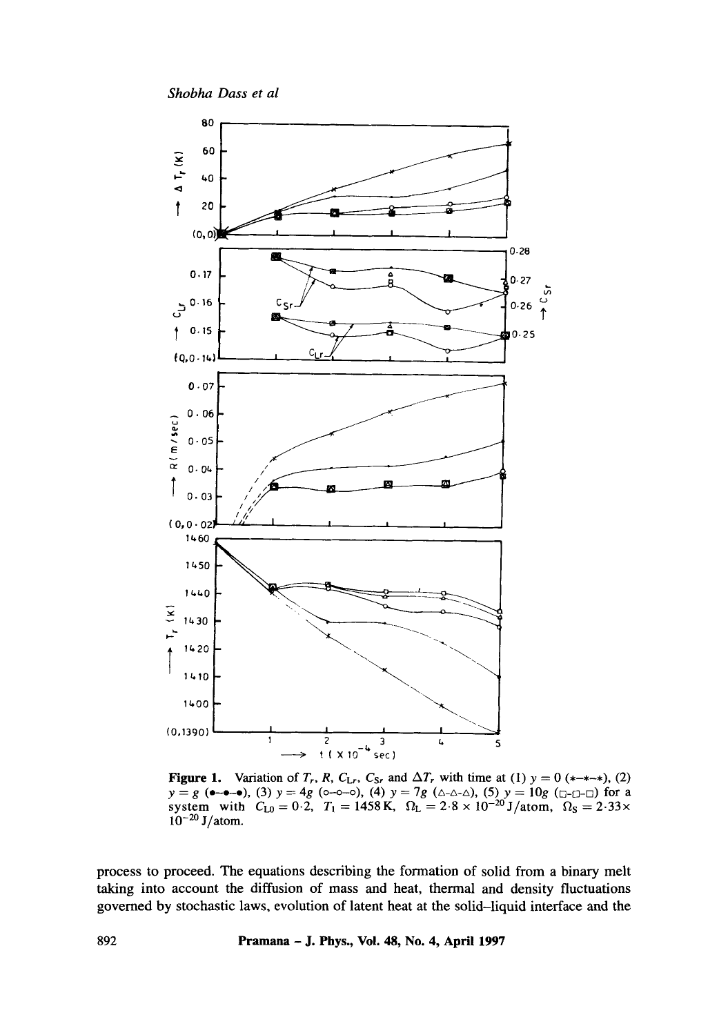**Figure 1.** Variation of $T_r$, $R$, $C_{Lr}$, $C_{Sr}$ and $\Delta T_r$ with time at (1) $y = 0$ (∗–∗–∗), (2) $y = g$ (•–•–•), (3) $y = 4g$ (○–○–○), (4) $y = 7g$ (△–△–△), (5) $y = 10g$ (□–□–□) for a system with $C_{L0} = 0{\cdot}2$, $T_1 = 1458\,\text{K}$, $\Omega_L = 2{\cdot}8 \times 10^{-20}\,\text{J/atom}$, $\Omega_S = 2{\cdot}33 \times 10^{-20}\,\text{J/atom}$.

process to proceed. The equations describing the formation of solid from a binary melt taking into account the diffusion of mass and heat, thermal and density fluctuations governed by stochastic laws, evolution of latent heat at the solid–liquid interface and the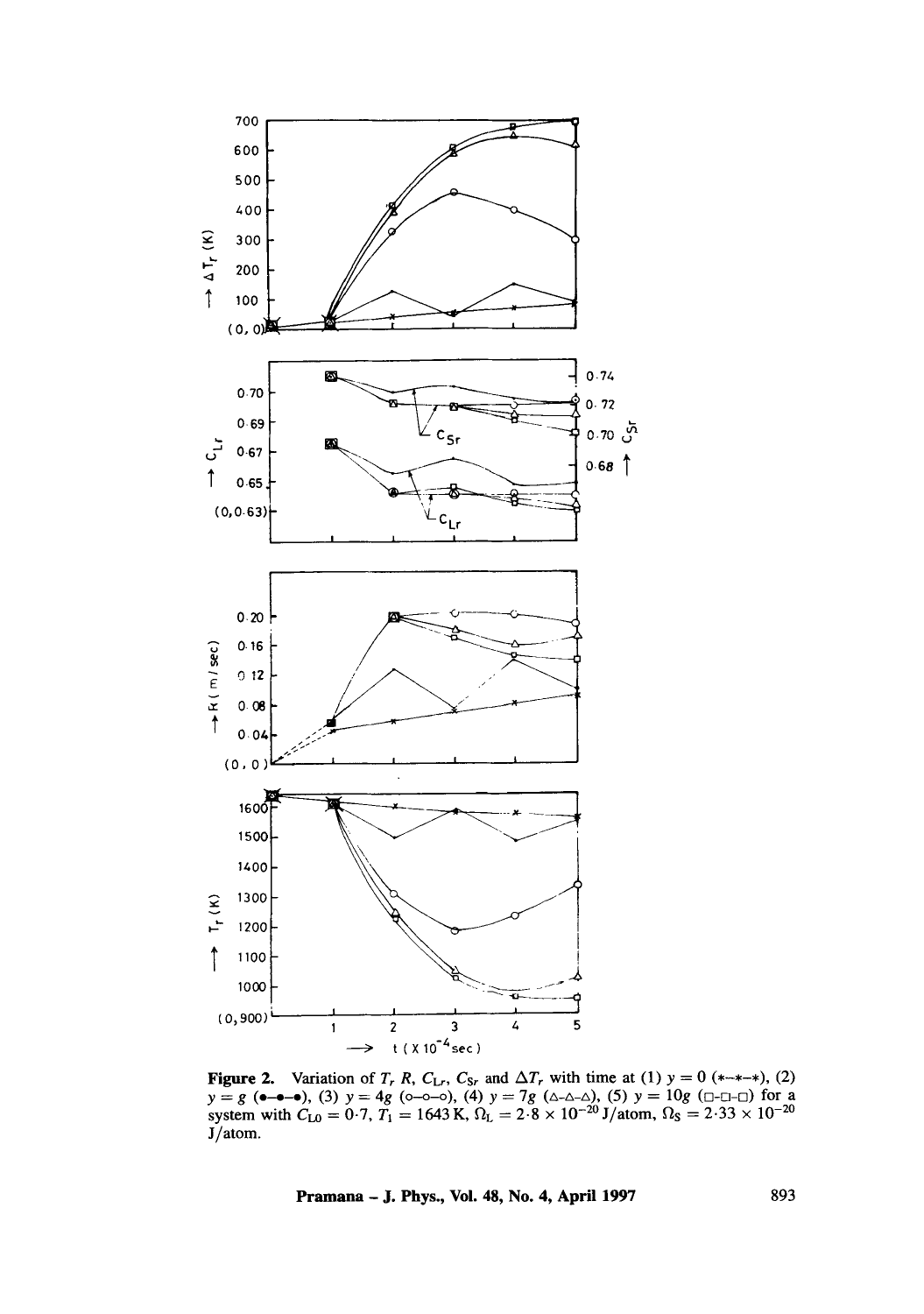**Figure 2.** Variation of $T_r$, $R$, $C_{Lr}$, $C_{Sr}$ and $\Delta T_r$ with time at (1) $y = 0$ (\*–\*–\*), (2) $y = g$ (●–●–●), (3) $y = 4g$ (○–○–○), (4) $y = 7g$ (△-△-△), (5) $y = 10g$ (□-□-□) for a system with $C_{L0} = 0{\cdot}7$, $T_l = 1643\,\text{K}$, $\Omega_L = 2{\cdot}8 \times 10^{-20}$ J/atom, $\Omega_S = 2{\cdot}33 \times 10^{-20}$ J/atom.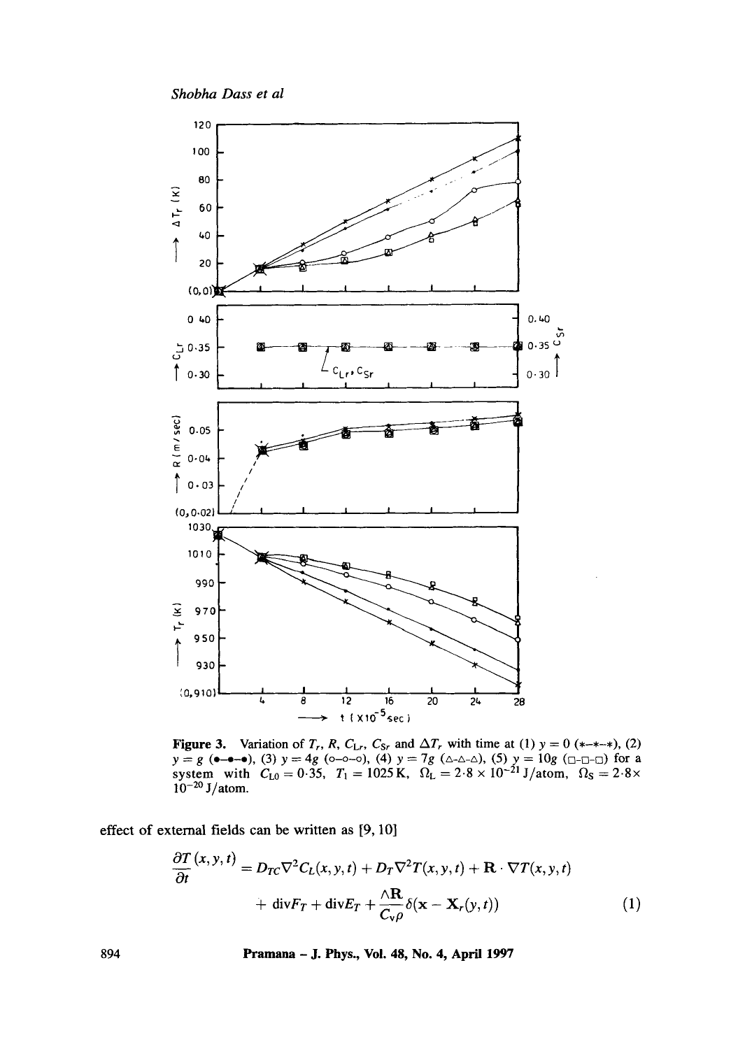**Figure 3.** Variation of $T_r$, $R$, $C_{Lr}$, $C_{Sr}$ and $\Delta T_r$ with time at (1) $y = 0$ (∗–∗–∗), (2) $y = g$ (•–•–•), (3) $y = 4g$ (o–o–o), (4) $y = 7g$ (△-△-△), (5) $y = 10g$ (□-□-□) for a system with $C_{L0} = 0{\cdot}35$, $T_l = 1025\,\mathrm{K}$, $\Omega_L = 2{\cdot}8 \times 10^{-21}\,\mathrm{J/atom}$, $\Omega_S = 2{\cdot}8 \times 10^{-20}\,\mathrm{J/atom}$.

effect of external fields can be written as [9, 10]

$$\frac{\partial T(x,y,t)}{\partial t} = D_{TC}\nabla^2 C_L(x,y,t) + D_T \nabla^2 T(x,y,t) + \mathbf{R}\cdot\nabla T(x,y,t) + \mathrm{div}F_T + \mathrm{div}E_T + \frac{\wedge \mathbf{R}}{C_V \rho}\delta(\mathbf{x} - \mathbf{X}_r(y,t)) \tag{1}$$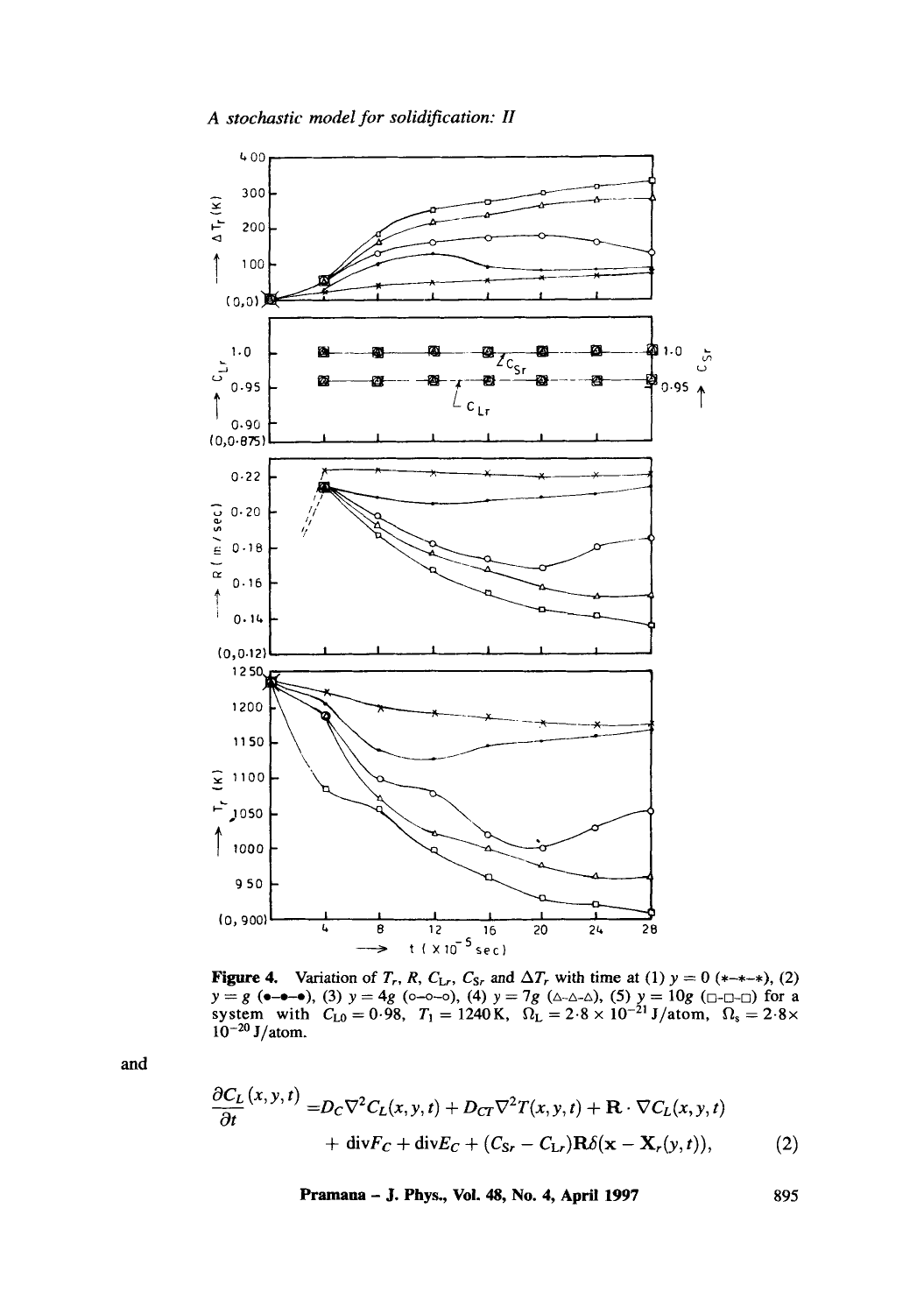**Figure 4.** Variation of $T_r$, $R$, $C_{Lr}$, $C_{Sr}$ and $\Delta T_r$ with time at (1) $y = 0$ (*–*–*), (2) $y = g$ (•–•–•), (3) $y = 4g$ (o–o–o), (4) $y = 7g$ (△-△-△), (5) $y = 10g$ (□-□-□) for a system with $C_{L0} = 0{\cdot}98$, $T_1 = 1240\,\mathrm{K}$, $\Omega_L = 2{\cdot}8 \times 10^{-21}$ J/atom, $\Omega_s = 2{\cdot}8 \times 10^{-20}$ J/atom.

and

$$\frac{\partial C_L(x,y,t)}{\partial t} = D_C \nabla^2 C_L(x,y,t) + D_{CT} \nabla^2 T(x,y,t) + \mathbf{R} \cdot \nabla C_L(x,y,t) + \operatorname{div} F_C + \operatorname{div} E_C + (C_{Sr} - C_{Lr}) \mathbf{R} \delta(\mathbf{x} - \mathbf{X}_r(y,t)), \tag{2}$$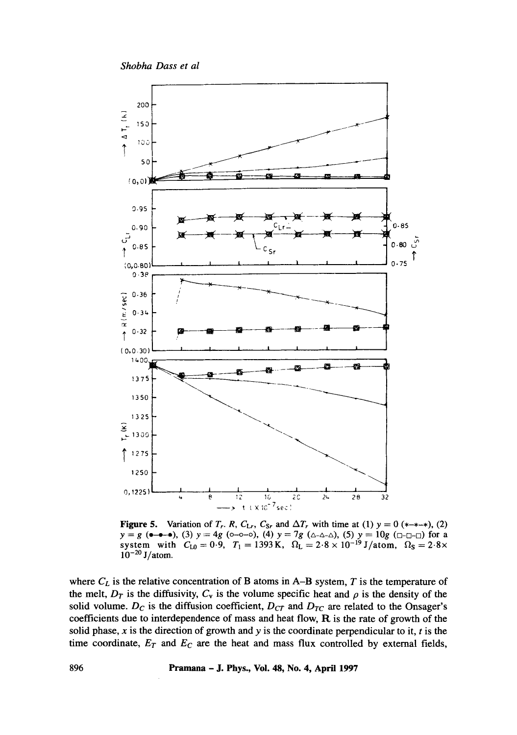**Figure 5.** Variation of $T_r$, $R$, $C_{Lr}$, $C_{Sr}$ and $\Delta T_r$ with time at (1) $y = 0$ (∗–∗–∗), (2) $y = g$ (•–•–•), (3) $y = 4g$ (o–o–o), (4) $y = 7g$ (△–△–△), (5) $y = 10g$ (□–□–□) for a system with $C_{L0} = 0{\cdot}9$, $T_l = 1393\,\mathrm{K}$, $\Omega_L = 2{\cdot}8 \times 10^{-19}$ J/atom, $\Omega_S = 2{\cdot}8 \times 10^{-20}$ J/atom.

where $C_L$ is the relative concentration of B atoms in A–B system, $T$ is the temperature of the melt, $D_T$ is the diffusivity, $C_v$ is the volume specific heat and $\rho$ is the density of the solid volume. $D_C$ is the diffusion coefficient, $D_{CT}$ and $D_{TC}$ are related to the Onsager's coefficients due to interdependence of mass and heat flow, $\mathbf{R}$ is the rate of growth of the solid phase, $x$ is the direction of growth and $y$ is the coordinate perpendicular to it, $t$ is the time coordinate, $E_T$ and $E_C$ are the heat and mass flux controlled by external fields,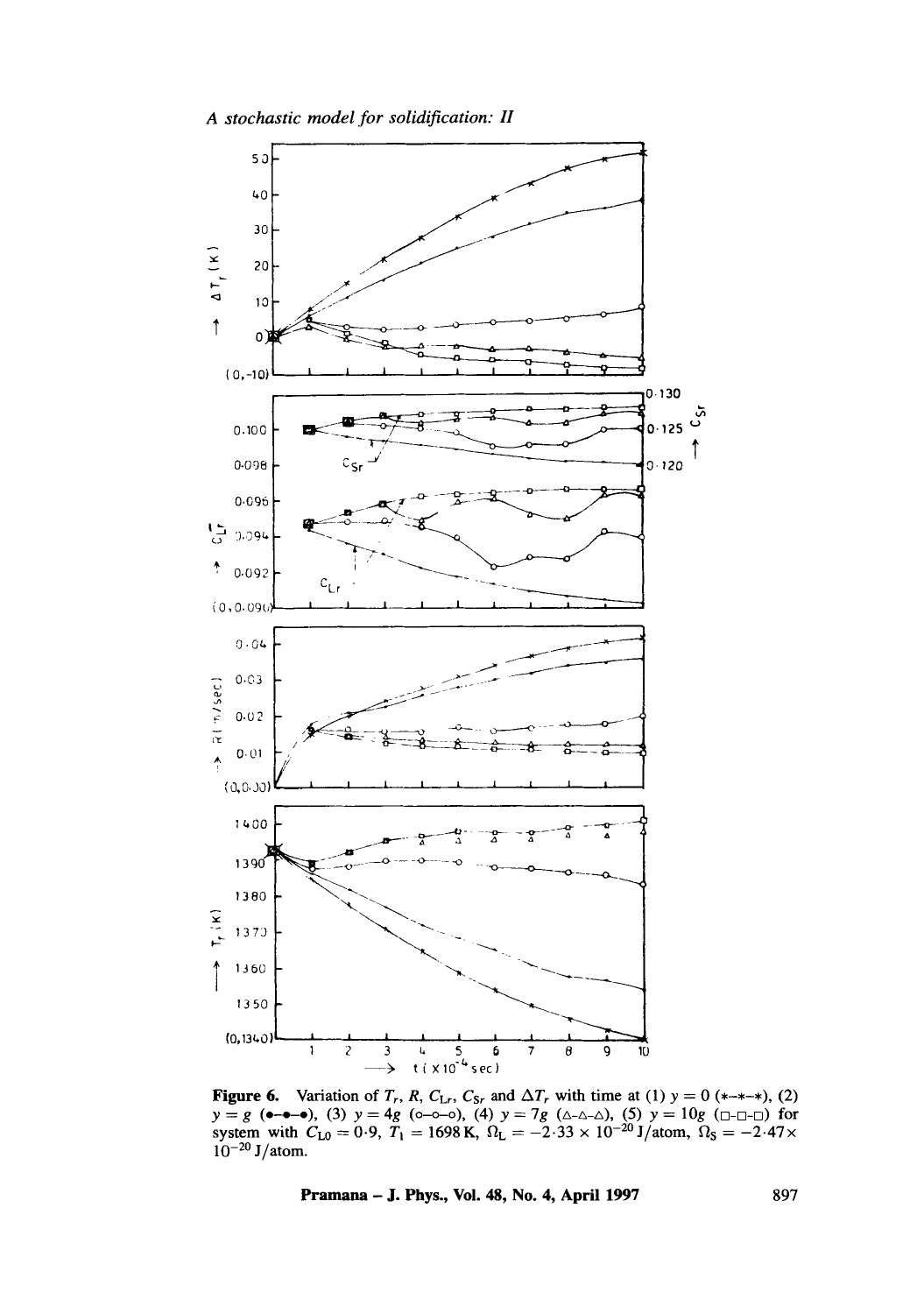**Figure 6.** Variation of $T_r$, $R$, $C_{Lr}$, $C_{Sr}$ and $\Delta T_r$ with time at (1) $y = 0$ (∗–∗–∗), (2) $y = g$ (•–•–•), (3) $y = 4g$ (○–○–○), (4) $y = 7g$ (△-△-△), (5) $y = 10g$ (□-□-□) for system with $C_{L0} = 0{\cdot}9$, $T_1 = 1698\,\mathrm{K}$, $\Omega_L = -2{\cdot}33 \times 10^{-20}\,\mathrm{J/atom}$, $\Omega_S = -2{\cdot}47 \times 10^{-20}\,\mathrm{J/atom}$.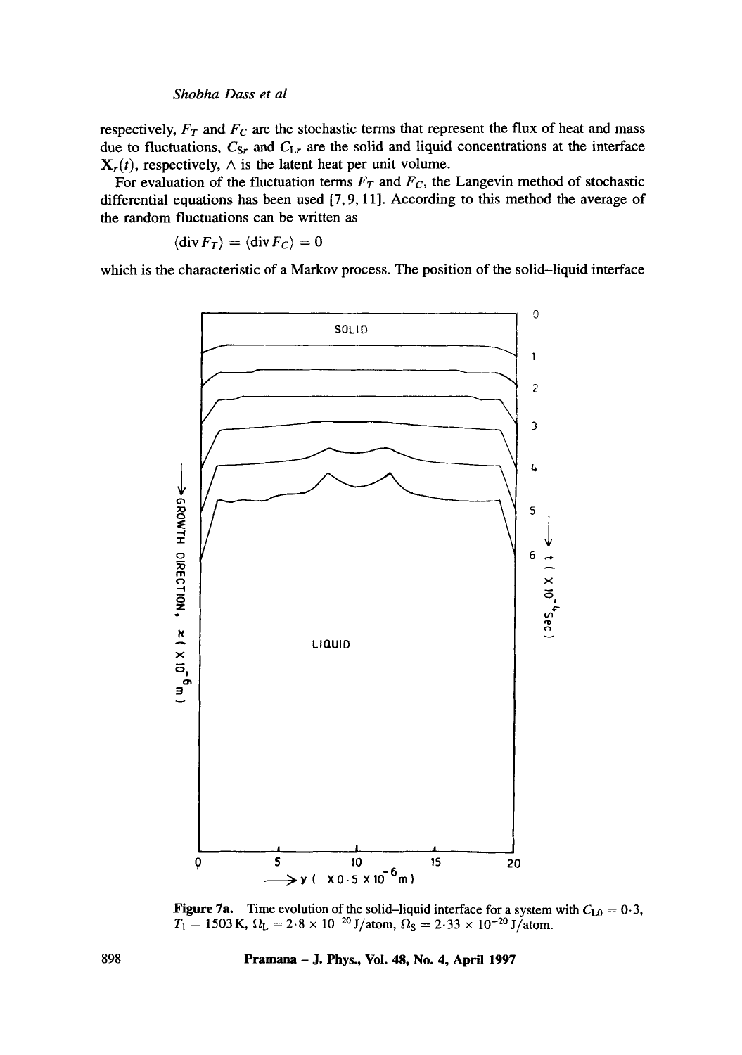respectively, $F_T$ and $F_C$ are the stochastic terms that represent the flux of heat and mass due to fluctuations, $C_{Sr}$ and $C_{Lr}$ are the solid and liquid concentrations at the interface $\mathbf{X}_r(t)$, respectively, $\wedge$ is the latent heat per unit volume.

For evaluation of the fluctuation terms $F_T$ and $F_C$, the Langevin method of stochastic differential equations has been used [7, 9, 11]. According to this method the average of the random fluctuations can be written as

$$\langle \operatorname{div} F_T \rangle = \langle \operatorname{div} F_C \rangle = 0$$

which is the characteristic of a Markov process. The position of the solid–liquid interface

**Figure 7a.** Time evolution of the solid–liquid interface for a system with $C_{L0} = 0{\cdot}3$, $T_1 = 1503$ K, $\Omega_L = 2{\cdot}8 \times 10^{-20}$ J/atom, $\Omega_S = 2{\cdot}33 \times 10^{-20}$ J/atom.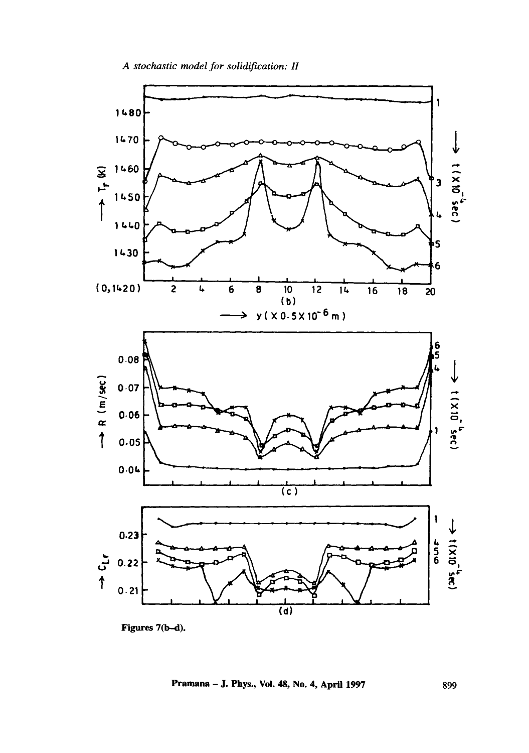Figures 7(b–d).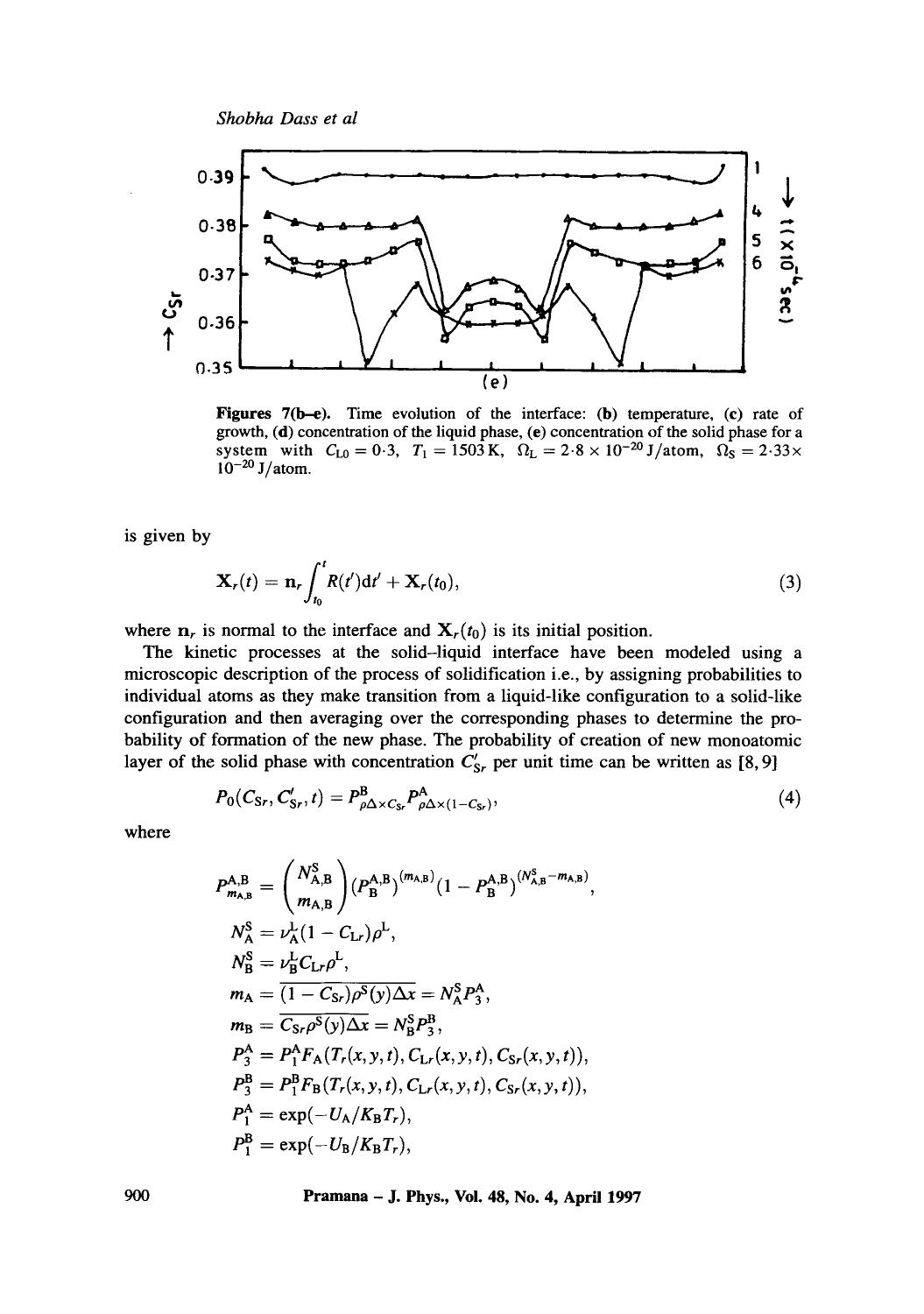**Figures 7(b–e).** Time evolution of the interface: (**b**) temperature, (**c**) rate of growth, (**d**) concentration of the liquid phase, (**e**) concentration of the solid phase for a system with $C_{L0} = 0{\cdot}3$, $T_1 = 1503\,\mathrm{K}$, $\Omega_L = 2{\cdot}8 \times 10^{-20}\,\mathrm{J/atom}$, $\Omega_S = 2{\cdot}33 \times 10^{-20}\,\mathrm{J/atom}$.

is given by

$$\mathbf{X}_r(t) = \mathbf{n}_r \int_{t_0}^{t} R(t')\mathrm{d}t' + \mathbf{X}_r(t_0), \tag{3}$$

where $\mathbf{n}_r$ is normal to the interface and $\mathbf{X}_r(t_0)$ is its initial position.

The kinetic processes at the solid–liquid interface have been modeled using a microscopic description of the process of solidification i.e., by assigning probabilities to individual atoms as they make transition from a liquid-like configuration to a solid-like configuration and then averaging over the corresponding phases to determine the probability of formation of the new phase. The probability of creation of new monoatomic layer of the solid phase with concentration $C'_{Sr}$ per unit time can be written as [8,9]

$$P_0(C_{Sr}, C'_{Sr}, t) = P^{\mathrm{B}}_{\rho\Delta\times C_{Sr}} P^{\mathrm{A}}_{\rho\Delta\times(1-C_{Sr})}, \tag{4}$$

where

$$P^{\mathrm{A,B}}_{m_{\mathrm{A,B}}} = \binom{N^{\mathrm{S}}_{\mathrm{A,B}}}{m_{\mathrm{A,B}}} (P^{\mathrm{A,B}}_{\mathrm{B}})^{(m_{\mathrm{A,B}})} (1 - P^{\mathrm{A,B}}_{\mathrm{B}})^{(N^{\mathrm{S}}_{\mathrm{A,B}} - m_{\mathrm{A,B}})},$$

$$N^{\mathrm{S}}_{\mathrm{A}} = \nu^{\mathrm{L}}_{\mathrm{A}}(1 - C_{Lr})\rho^{\mathrm{L}},$$

$$N^{\mathrm{S}}_{\mathrm{B}} = \nu^{\mathrm{L}}_{\mathrm{B}} C_{Lr}\rho^{\mathrm{L}},$$

$$m_{\mathrm{A}} = \overline{(1 - C_{Sr})\rho^{\mathrm{S}}(y)\Delta x} = N^{\mathrm{S}}_{\mathrm{A}} P^{\mathrm{A}}_3,$$

$$m_{\mathrm{B}} = \overline{C_{Sr}\rho^{\mathrm{S}}(y)\Delta x} = N^{\mathrm{S}}_{\mathrm{B}} P^{\mathrm{B}}_3,$$

$$P^{\mathrm{A}}_3 = P^{\mathrm{A}}_1 F_{\mathrm{A}}(T_r(x,y,t), C_{Lr}(x,y,t), C_{Sr}(x,y,t)),$$

$$P^{\mathrm{B}}_3 = P^{\mathrm{B}}_1 F_{\mathrm{B}}(T_r(x,y,t), C_{Lr}(x,y,t), C_{Sr}(x,y,t)),$$

$$P^{\mathrm{A}}_1 = \exp(-U_{\mathrm{A}}/K_{\mathrm{B}}T_r),$$

$$P^{\mathrm{B}}_1 = \exp(-U_{\mathrm{B}}/K_{\mathrm{B}}T_r),$$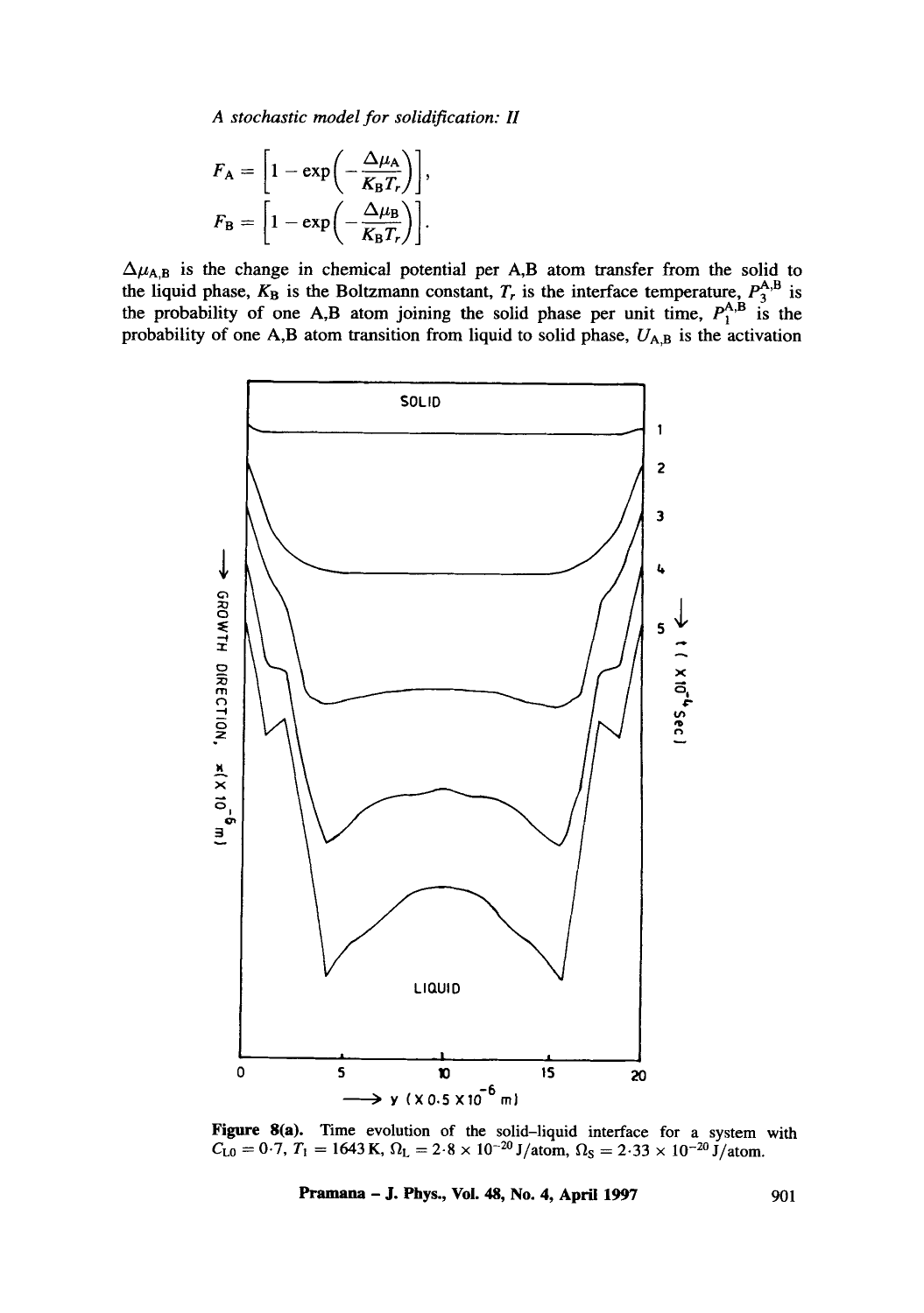$$F_A = \left[1 - \exp\left(-\frac{\Delta\mu_A}{K_B T_r}\right)\right],$$

$$F_B = \left[1 - \exp\left(-\frac{\Delta\mu_B}{K_B T_r}\right)\right].$$

$\Delta\mu_{A,B}$ is the change in chemical potential per A,B atom transfer from the solid to the liquid phase, $K_B$ is the Boltzmann constant, $T_r$ is the interface temperature, $P_3^{A,B}$ is the probability of one A,B atom joining the solid phase per unit time, $P_1^{A,B}$ is the probability of one A,B atom transition from liquid to solid phase, $U_{A,B}$ is the activation

**Figure 8(a).** Time evolution of the solid–liquid interface for a system with $C_{L0} = 0{\cdot}7$, $T_1 = 1643\,K$, $\Omega_L = 2{\cdot}8 \times 10^{-20}$ J/atom, $\Omega_S = 2{\cdot}33 \times 10^{-20}$ J/atom.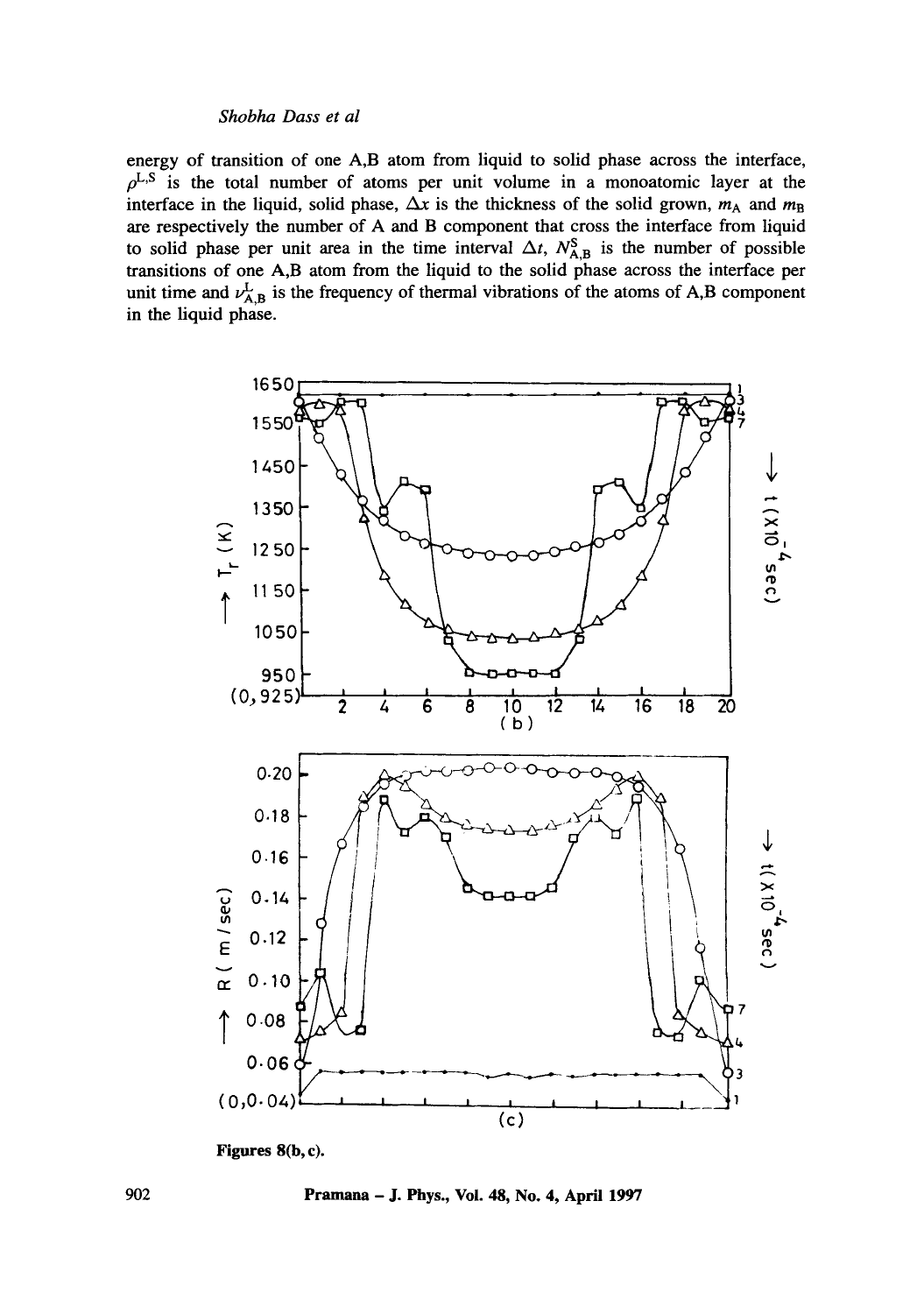energy of transition of one A,B atom from liquid to solid phase across the interface, $\rho^{L,S}$ is the total number of atoms per unit volume in a monoatomic layer at the interface in the liquid, solid phase, $\Delta x$ is the thickness of the solid grown, $m_A$ and $m_B$ are respectively the number of A and B component that cross the interface from liquid to solid phase per unit area in the time interval $\Delta t$, $N^S_{A,B}$ is the number of possible transitions of one A,B atom from the liquid to the solid phase across the interface per unit time and $\nu^L_{A,B}$ is the frequency of thermal vibrations of the atoms of A,B component in the liquid phase.

**Figures 8(b, c).**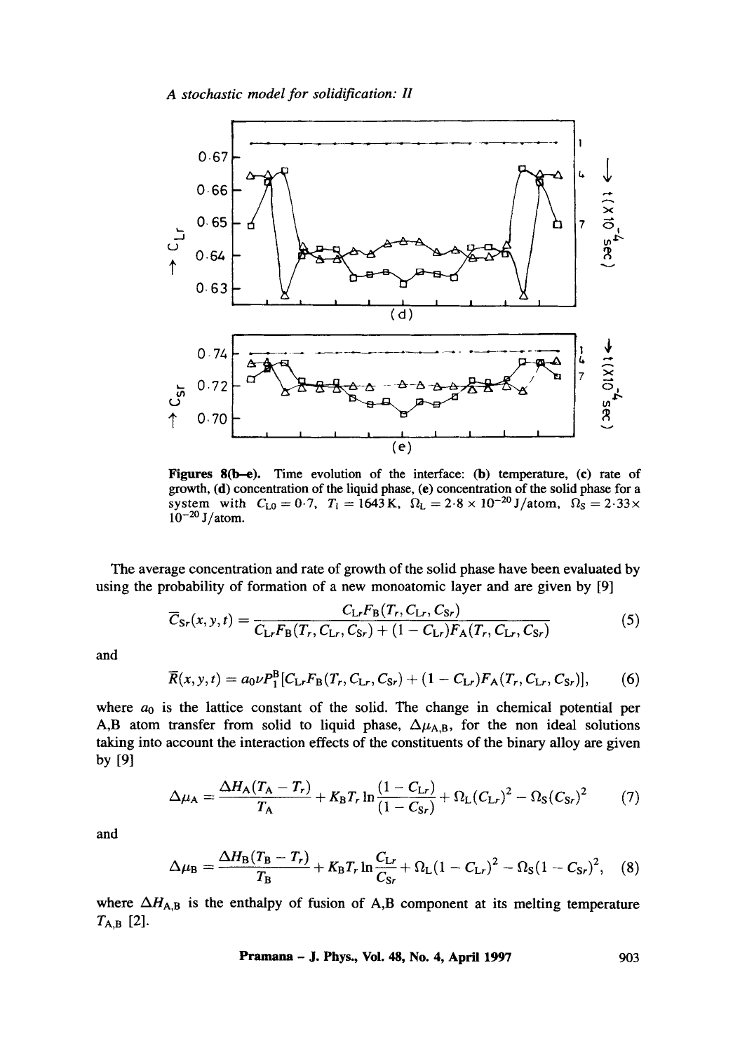Figures 8(b–e). Time evolution of the interface: (b) temperature, (c) rate of growth, (d) concentration of the liquid phase, (e) concentration of the solid phase for a system with $C_{L0} = 0{\cdot}7$, $T_l = 1643\,\mathrm{K}$, $\Omega_L = 2{\cdot}8 \times 10^{-20}\,\mathrm{J/atom}$, $\Omega_S = 2{\cdot}33 \times 10^{-20}\,\mathrm{J/atom}$.

The average concentration and rate of growth of the solid phase have been evaluated by using the probability of formation of a new monoatomic layer and are given by [9]

$$\overline{C}_{Sr}(x,y,t) = \frac{C_{Lr}F_B(T_r, C_{Lr}, C_{Sr})}{C_{Lr}F_B(T_r, C_{Lr}, C_{Sr}) + (1 - C_{Lr})F_A(T_r, C_{Lr}, C_{Sr})} \tag{5}$$

and

$$\overline{R}(x,y,t) = a_0 \nu P_1^B [C_{Lr}F_B(T_r, C_{Lr}, C_{Sr}) + (1 - C_{Lr})F_A(T_r, C_{Lr}, C_{Sr})], \tag{6}$$

where $a_0$ is the lattice constant of the solid. The change in chemical potential per A,B atom transfer from solid to liquid phase, $\Delta\mu_{A,B}$, for the non ideal solutions taking into account the interaction effects of the constituents of the binary alloy are given by [9]

$$\Delta\mu_A = \frac{\Delta H_A(T_A - T_r)}{T_A} + K_B T_r \ln\frac{(1 - C_{Lr})}{(1 - C_{Sr})} + \Omega_L(C_{Lr})^2 - \Omega_S(C_{Sr})^2 \tag{7}$$

and

$$\Delta\mu_B = \frac{\Delta H_B(T_B - T_r)}{T_B} + K_B T_r \ln\frac{C_{Lr}}{C_{Sr}} + \Omega_L(1 - C_{Lr})^2 - \Omega_S(1 - C_{Sr})^2, \tag{8}$$

where $\Delta H_{A,B}$ is the enthalpy of fusion of A,B component at its melting temperature $T_{A,B}$ [2].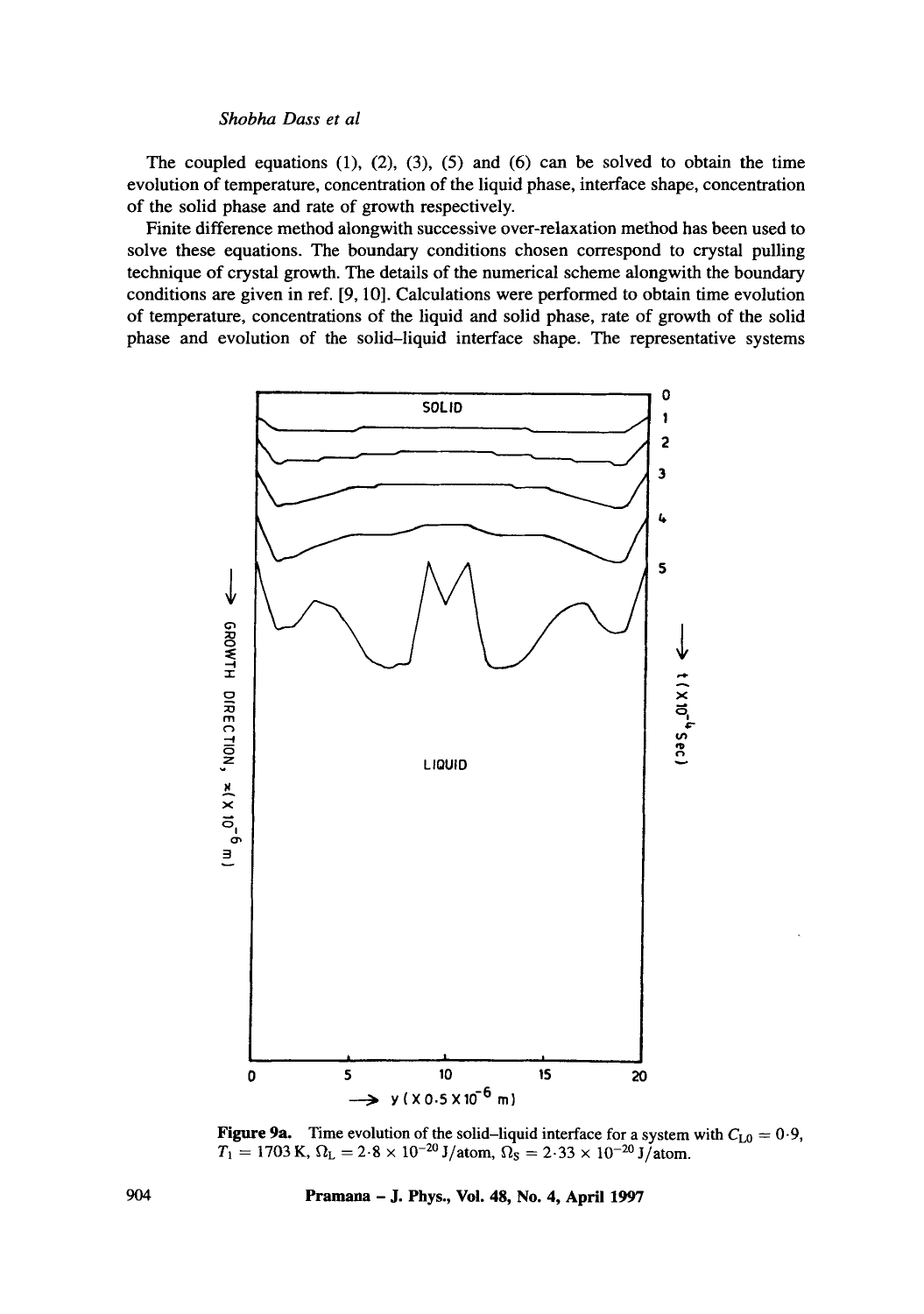The coupled equations (1), (2), (3), (5) and (6) can be solved to obtain the time evolution of temperature, concentration of the liquid phase, interface shape, concentration of the solid phase and rate of growth respectively.

Finite difference method alongwith successive over-relaxation method has been used to solve these equations. The boundary conditions chosen correspond to crystal pulling technique of crystal growth. The details of the numerical scheme alongwith the boundary conditions are given in ref. [9, 10]. Calculations were performed to obtain time evolution of temperature, concentrations of the liquid and solid phase, rate of growth of the solid phase and evolution of the solid–liquid interface shape. The representative systems

**Figure 9a.** Time evolution of the solid–liquid interface for a system with $C_{L0} = 0{\cdot}9$, $T_1 = 1703\,\mathrm{K}$, $\Omega_L = 2{\cdot}8 \times 10^{-20}\,\mathrm{J/atom}$, $\Omega_S = 2{\cdot}33 \times 10^{-20}\,\mathrm{J/atom}$.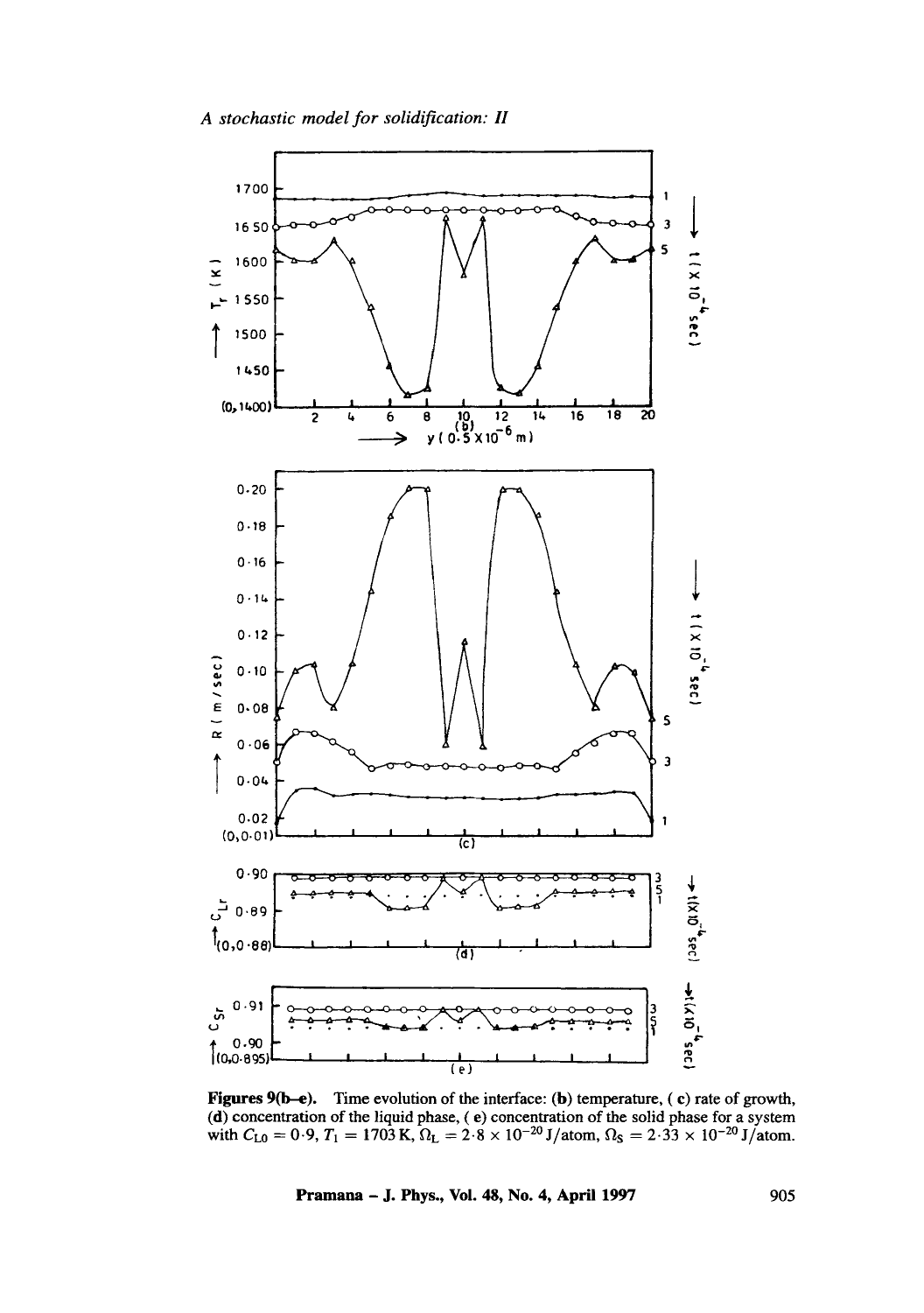Figures 9(b–e). Time evolution of the interface: (b) temperature, (c) rate of growth, (d) concentration of the liquid phase, (e) concentration of the solid phase for a system with $C_{L0} = 0{\cdot}9$, $T_l = 1703$ K, $\Omega_L = 2{\cdot}8 \times 10^{-20}$ J/atom, $\Omega_S = 2{\cdot}33 \times 10^{-20}$ J/atom.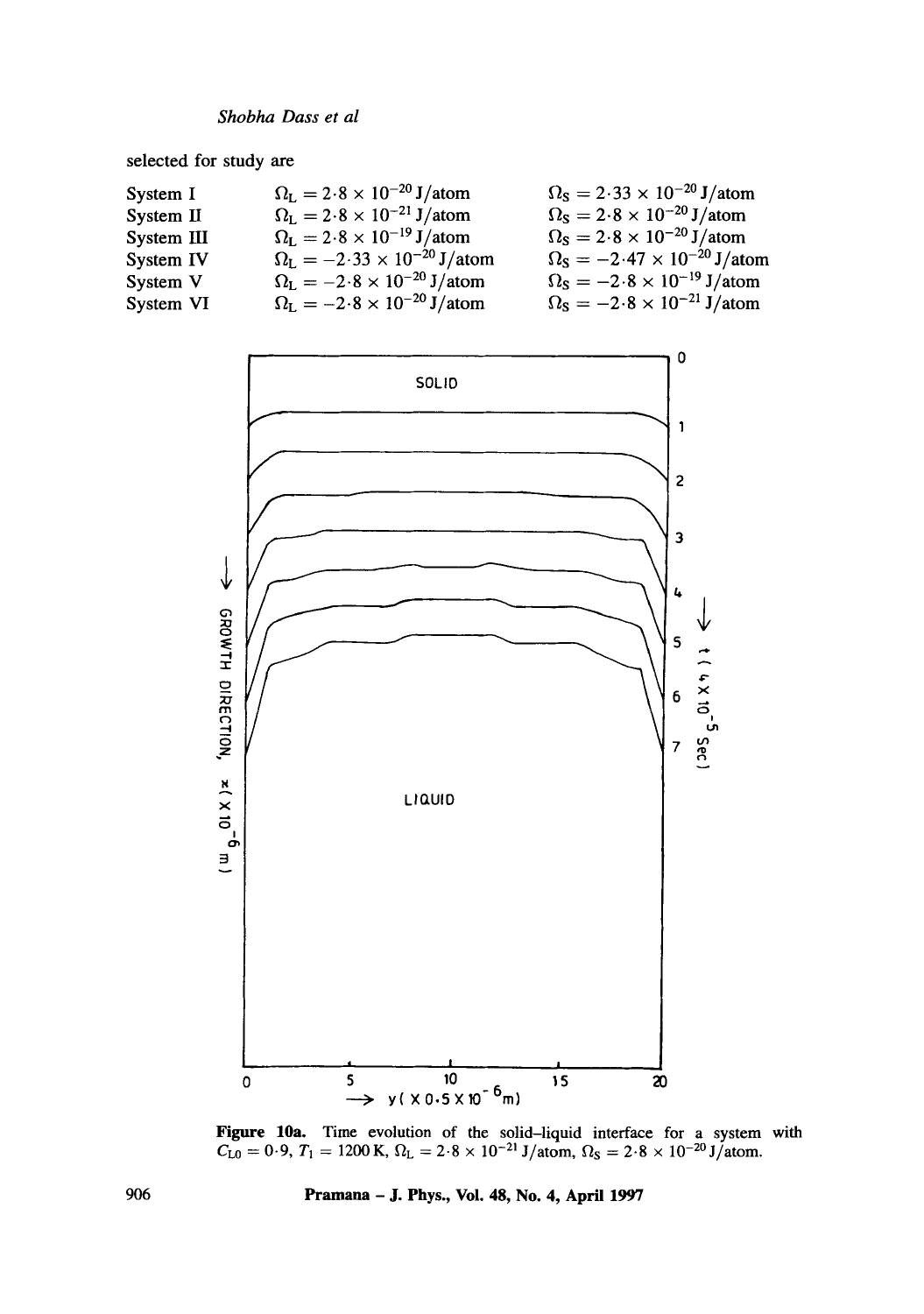selected for study are

| | | |
|---|---|---|
| System I | $\Omega_L = 2{\cdot}8 \times 10^{-20}$ J/atom | $\Omega_S = 2{\cdot}33 \times 10^{-20}$ J/atom |
| System II | $\Omega_L = 2{\cdot}8 \times 10^{-21}$ J/atom | $\Omega_S = 2{\cdot}8 \times 10^{-20}$ J/atom |
| System III | $\Omega_L = 2{\cdot}8 \times 10^{-19}$ J/atom | $\Omega_S = 2{\cdot}8 \times 10^{-20}$ J/atom |
| System IV | $\Omega_L = -2{\cdot}33 \times 10^{-20}$ J/atom | $\Omega_S = -2{\cdot}47 \times 10^{-20}$ J/atom |
| System V | $\Omega_L = -2{\cdot}8 \times 10^{-20}$ J/atom | $\Omega_S = -2{\cdot}8 \times 10^{-19}$ J/atom |
| System VI | $\Omega_L = -2{\cdot}8 \times 10^{-20}$ J/atom | $\Omega_S = -2{\cdot}8 \times 10^{-21}$ J/atom |

**Figure 10a.** Time evolution of the solid–liquid interface for a system with $C_{L0} = 0{\cdot}9$, $T_1 = 1200$ K, $\Omega_L = 2{\cdot}8 \times 10^{-21}$ J/atom, $\Omega_S = 2{\cdot}8 \times 10^{-20}$ J/atom.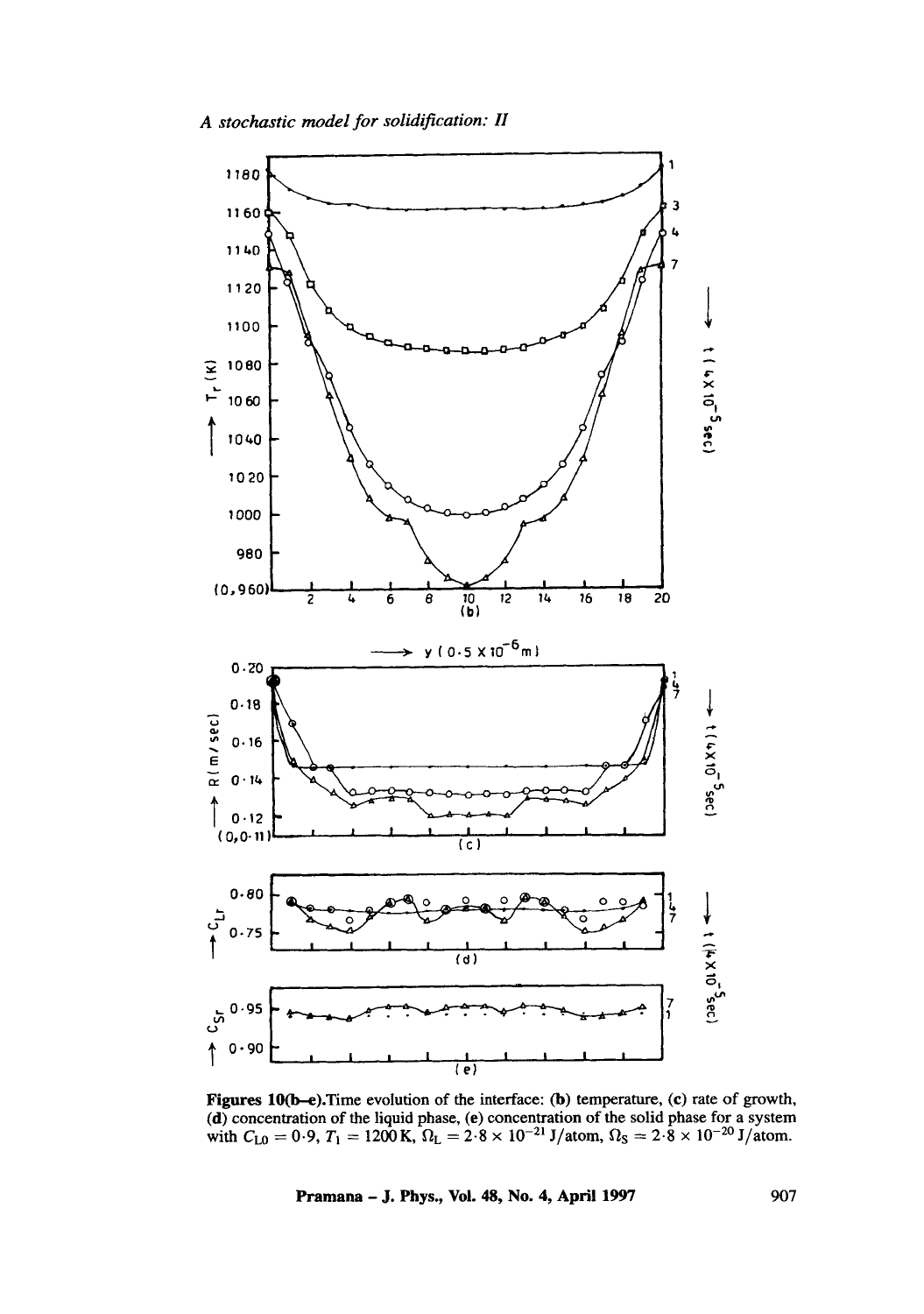Figures 10(b–e). Time evolution of the interface: (b) temperature, (c) rate of growth, (d) concentration of the liquid phase, (e) concentration of the solid phase for a system with $C_{L0} = 0{\cdot}9$, $T_1 = 1200\,\mathrm{K}$, $\Omega_L = 2{\cdot}8 \times 10^{-21}\,\mathrm{J/atom}$, $\Omega_S = 2{\cdot}8 \times 10^{-20}\,\mathrm{J/atom}$.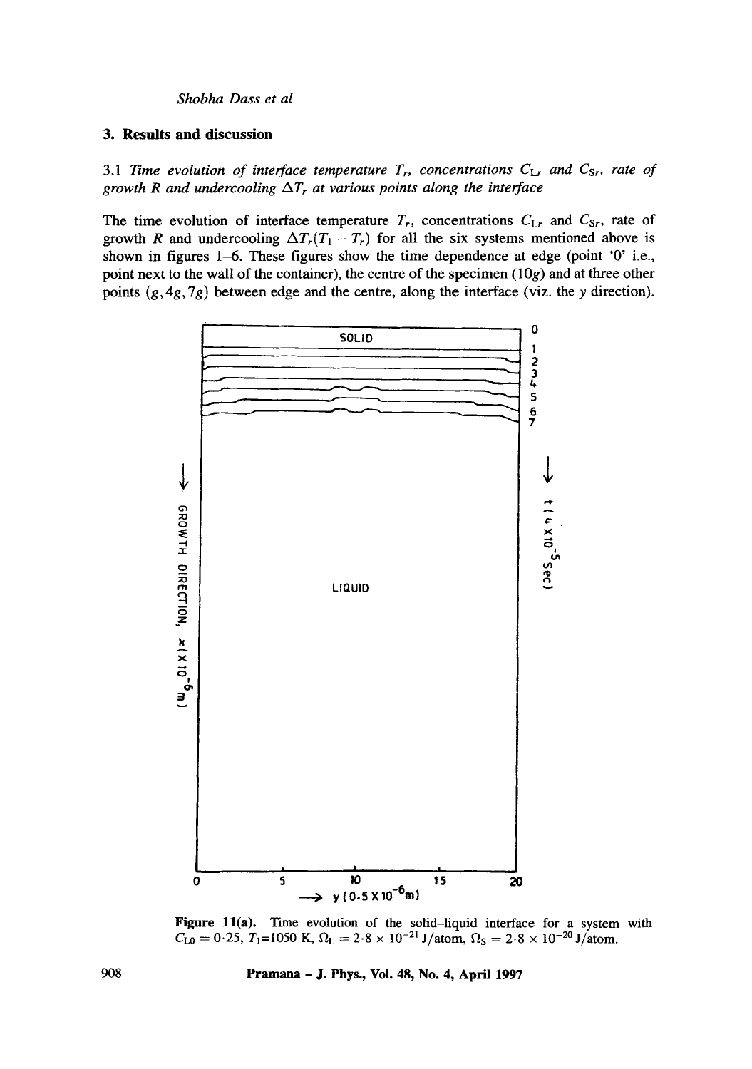## 3. Results and discussion

### 3.1 *Time evolution of interface temperature $T_r$, concentrations $C_{Lr}$ and $C_{Sr}$, rate of growth $R$ and undercooling $\Delta T_r$ at various points along the interface*

The time evolution of interface temperature $T_r$, concentrations $C_{Lr}$ and $C_{Sr}$, rate of growth $R$ and undercooling $\Delta T_r (T_1 - T_r)$ for all the six systems mentioned above is shown in figures 1–6. These figures show the time dependence at edge (point '0' i.e., point next to the wall of the container), the centre of the specimen $(10g)$ and at three other points $(g, 4g, 7g)$ between edge and the centre, along the interface (viz. the $y$ direction).

**Figure 11(a).** Time evolution of the solid–liquid interface for a system with $C_{L0} = 0{\cdot}25$, $T_1$=1050 K, $\Omega_L = 2{\cdot}8 \times 10^{-21}$ J/atom, $\Omega_S = 2{\cdot}8 \times 10^{-20}$ J/atom.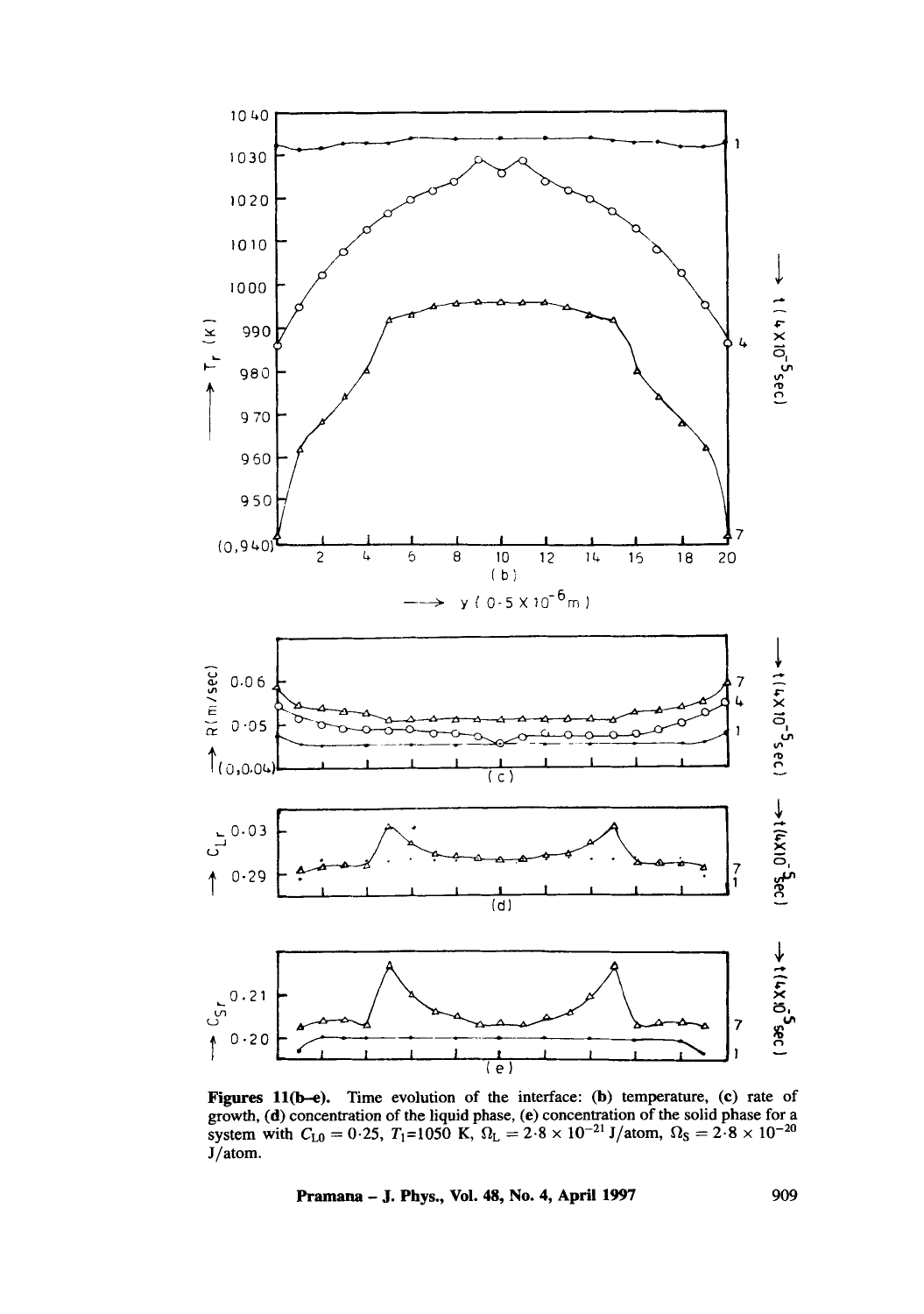**Figures 11(b–e).** Time evolution of the interface: (**b**) temperature, (**c**) rate of growth, (**d**) concentration of the liquid phase, (**e**) concentration of the solid phase for a system with $C_{L0} = 0{\cdot}25$, $T_1$=1050 K, $\Omega_L = 2{\cdot}8 \times 10^{-21}$ J/atom, $\Omega_S = 2{\cdot}8 \times 10^{-20}$ J/atom.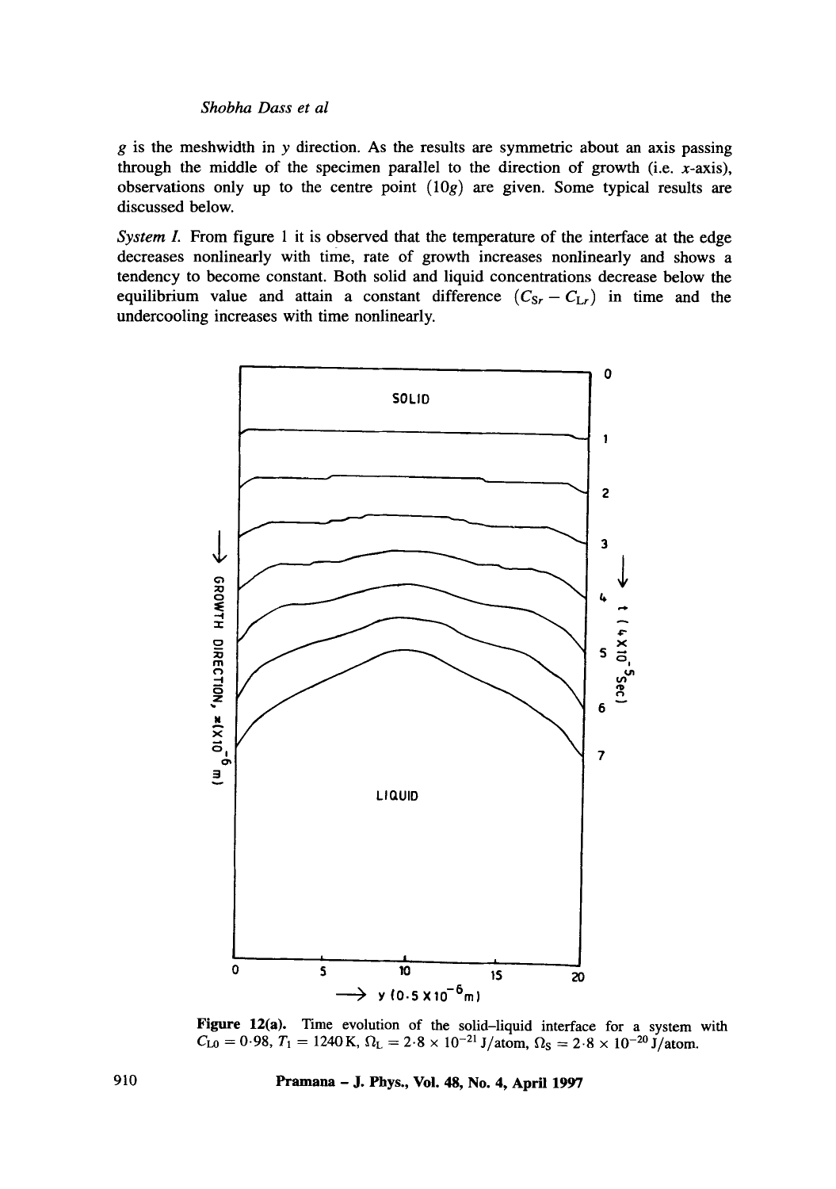$g$ is the meshwidth in $y$ direction. As the results are symmetric about an axis passing through the middle of the specimen parallel to the direction of growth (i.e. $x$-axis), observations only up to the centre point ($10g$) are given. Some typical results are discussed below.

*System I.* From figure 1 it is observed that the temperature of the interface at the edge decreases nonlinearly with time, rate of growth increases nonlinearly and shows a tendency to become constant. Both solid and liquid concentrations decrease below the equilibrium value and attain a constant difference $(C_{Sr} - C_{Lr})$ in time and the undercooling increases with time nonlinearly.

**Figure 12(a).** Time evolution of the solid–liquid interface for a system with $C_{L0} = 0{\cdot}98$, $T_1 = 1240\,\mathrm{K}$, $\Omega_L = 2{\cdot}8 \times 10^{-21}$ J/atom, $\Omega_S = 2{\cdot}8 \times 10^{-20}$ J/atom.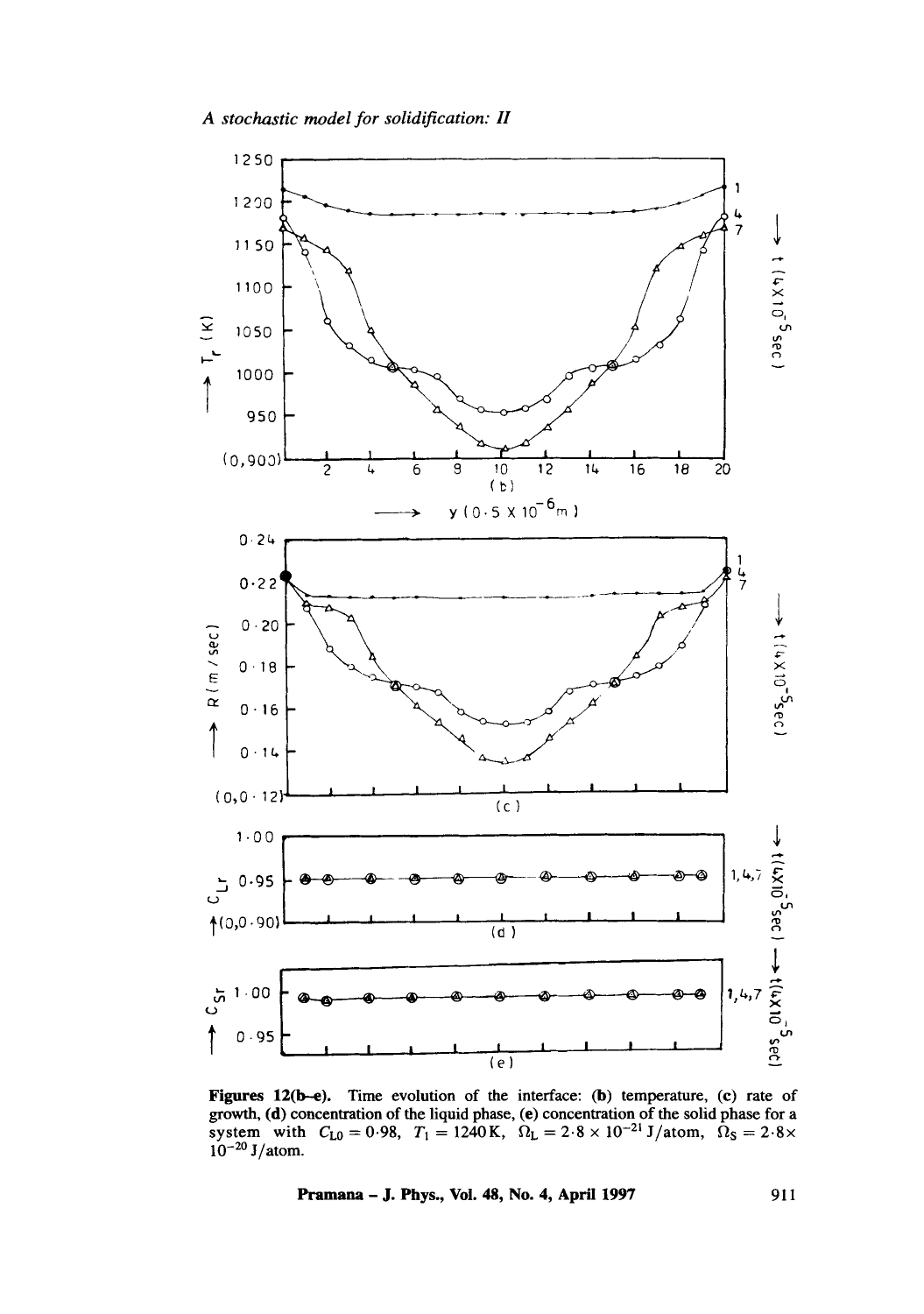**Figures 12(b–e).** Time evolution of the interface: **(b)** temperature, **(c)** rate of growth, **(d)** concentration of the liquid phase, **(e)** concentration of the solid phase for a system with $C_{L0} = 0{\cdot}98$, $T_l = 1240\,\text{K}$, $\Omega_L = 2{\cdot}8 \times 10^{-21}\,\text{J/atom}$, $\Omega_S = 2{\cdot}8 \times 10^{-20}\,\text{J/atom}$.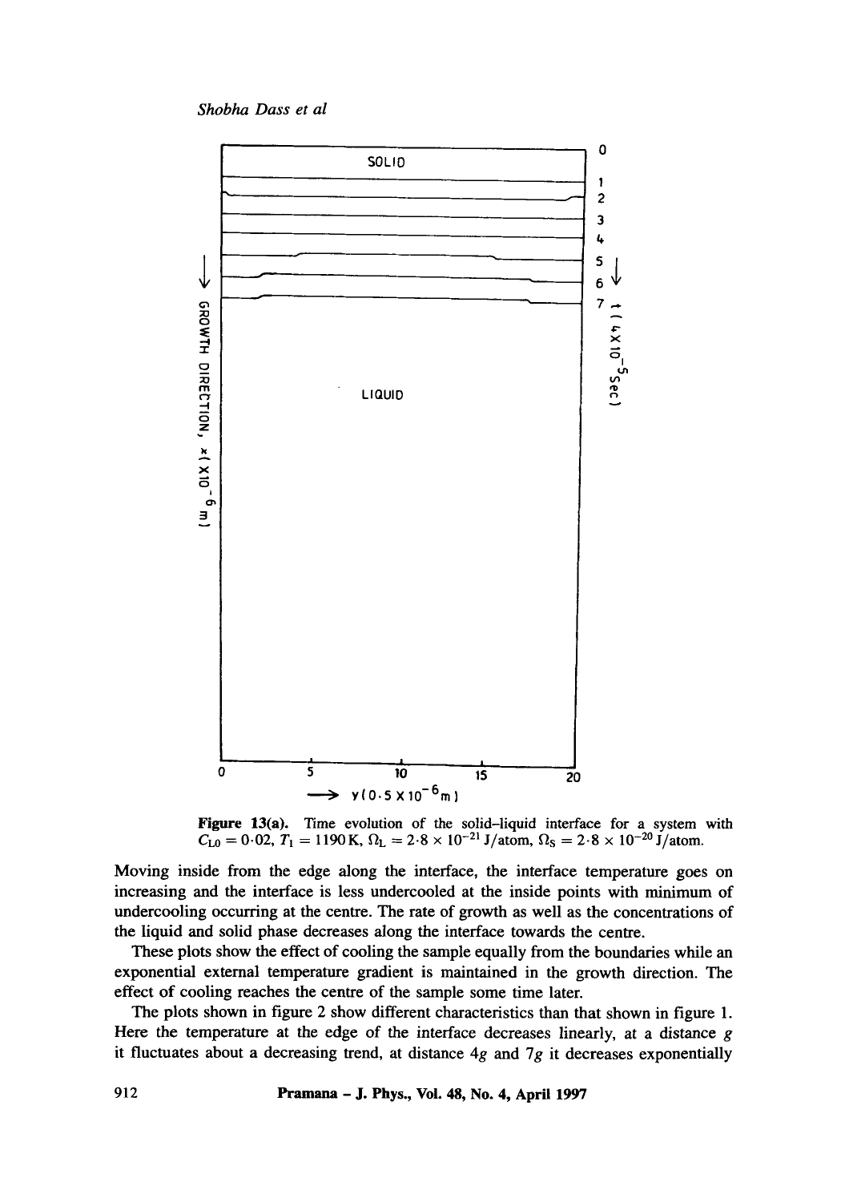Figure 13(a). Time evolution of the solid–liquid interface for a system with $C_{L0} = 0.02$, $T_l = 1190\,K$, $\Omega_L = 2.8 \times 10^{-21}$ J/atom, $\Omega_S = 2.8 \times 10^{-20}$ J/atom.

Moving inside from the edge along the interface, the interface temperature goes on increasing and the interface is less undercooled at the inside points with minimum of undercooling occurring at the centre. The rate of growth as well as the concentrations of the liquid and solid phase decreases along the interface towards the centre.

These plots show the effect of cooling the sample equally from the boundaries while an exponential external temperature gradient is maintained in the growth direction. The effect of cooling reaches the centre of the sample some time later.

The plots shown in figure 2 show different characteristics than that shown in figure 1. Here the temperature at the edge of the interface decreases linearly, at a distance $g$ it fluctuates about a decreasing trend, at distance $4g$ and $7g$ it decreases exponentially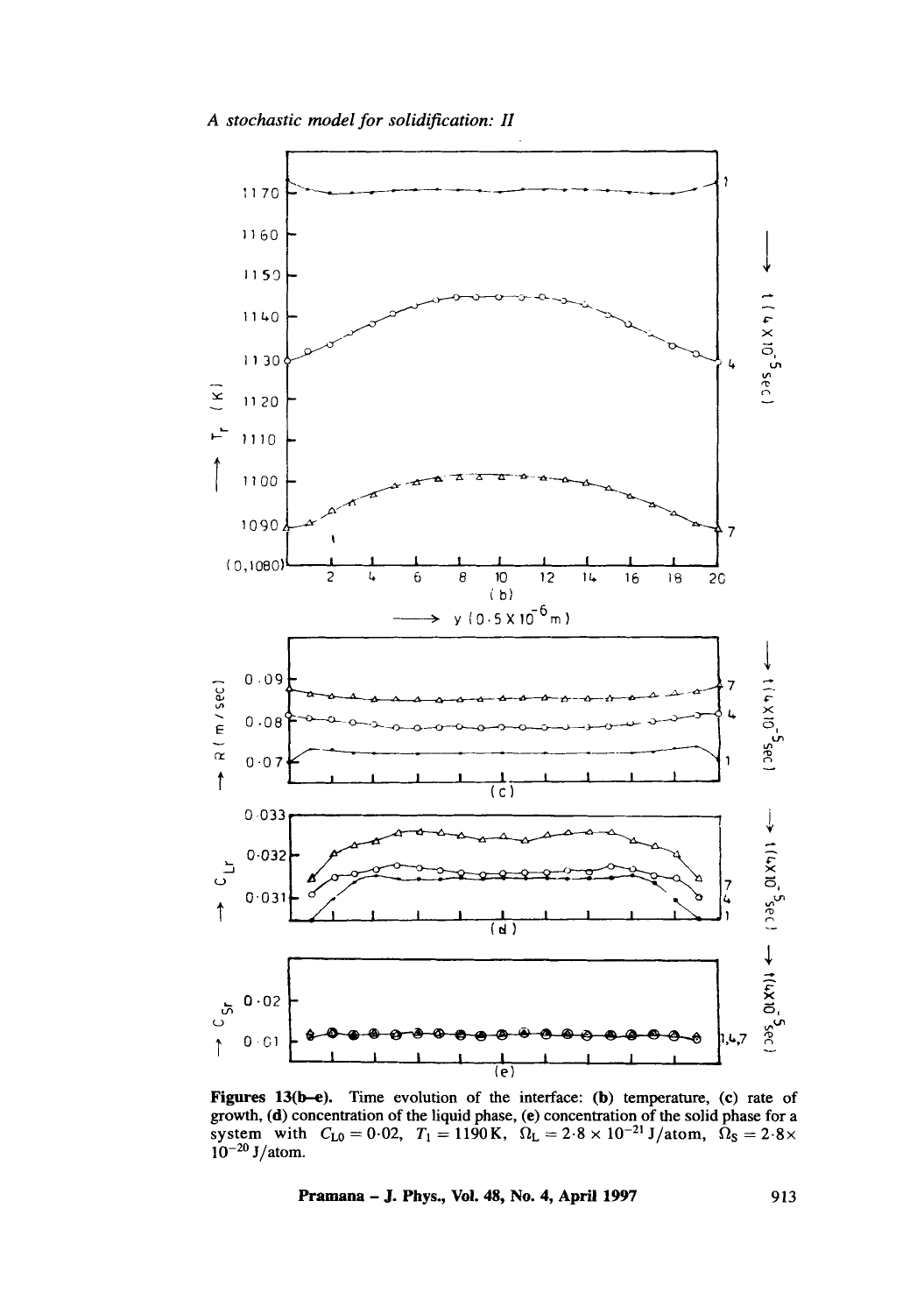**Figures 13(b–e).** Time evolution of the interface: **(b)** temperature, **(c)** rate of growth, **(d)** concentration of the liquid phase, **(e)** concentration of the solid phase for a system with $C_{L0} = 0{\cdot}02$, $T_1 = 1190\,\mathrm{K}$, $\Omega_L = 2{\cdot}8 \times 10^{-21}$ J/atom, $\Omega_S = 2{\cdot}8 \times 10^{-20}$ J/atom.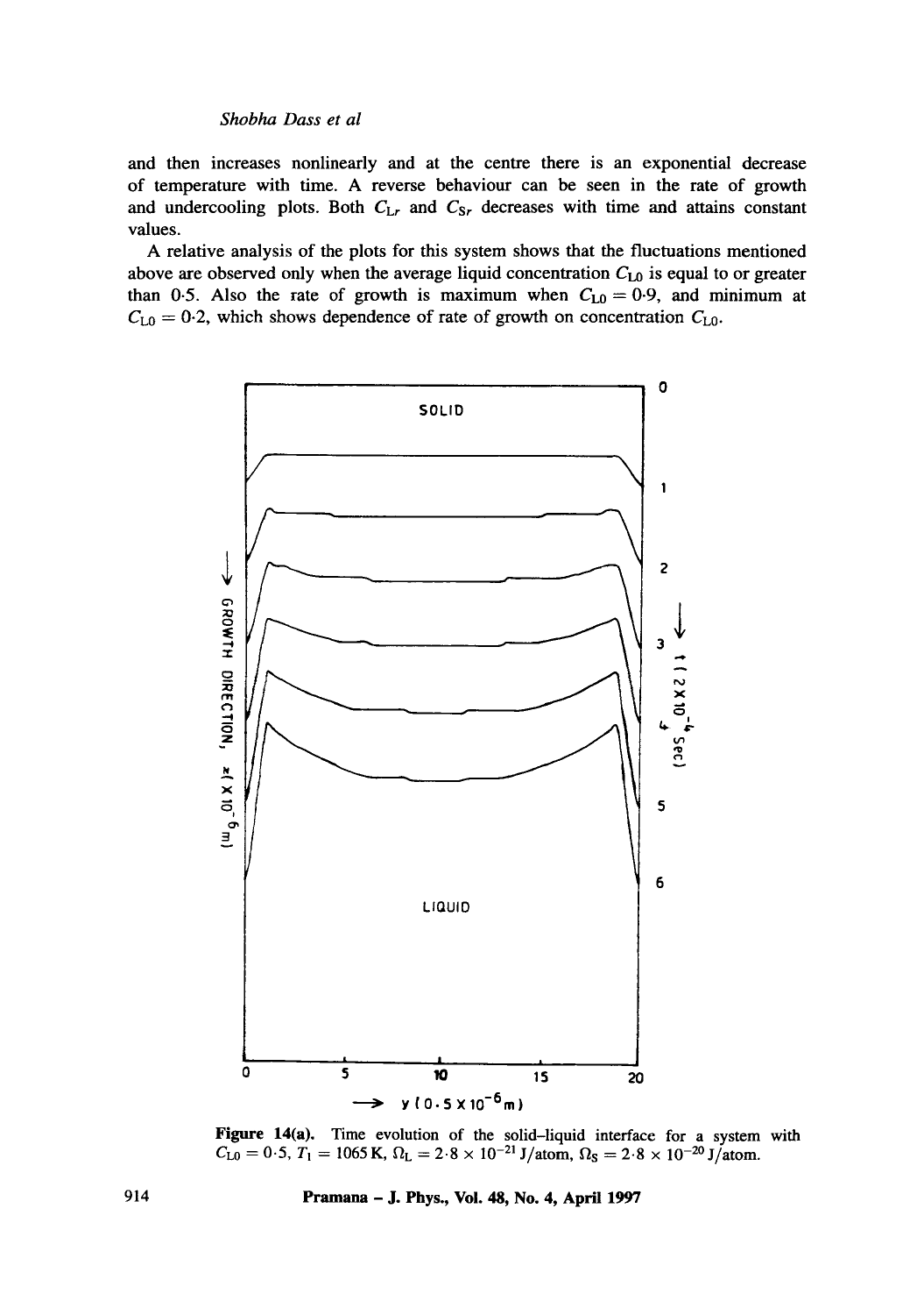and then increases nonlinearly and at the centre there is an exponential decrease of temperature with time. A reverse behaviour can be seen in the rate of growth and undercooling plots. Both $C_{Lr}$ and $C_{Sr}$ decreases with time and attains constant values.

A relative analysis of the plots for this system shows that the fluctuations mentioned above are observed only when the average liquid concentration $C_{L0}$ is equal to or greater than 0·5. Also the rate of growth is maximum when $C_{L0} = 0{\cdot}9$, and minimum at $C_{L0} = 0{\cdot}2$, which shows dependence of rate of growth on concentration $C_{L0}$.

**Figure 14(a).** Time evolution of the solid–liquid interface for a system with $C_{L0} = 0{\cdot}5$, $T_1 = 1065\,\text{K}$, $\Omega_L = 2{\cdot}8 \times 10^{-21}$ J/atom, $\Omega_S = 2{\cdot}8 \times 10^{-20}$ J/atom.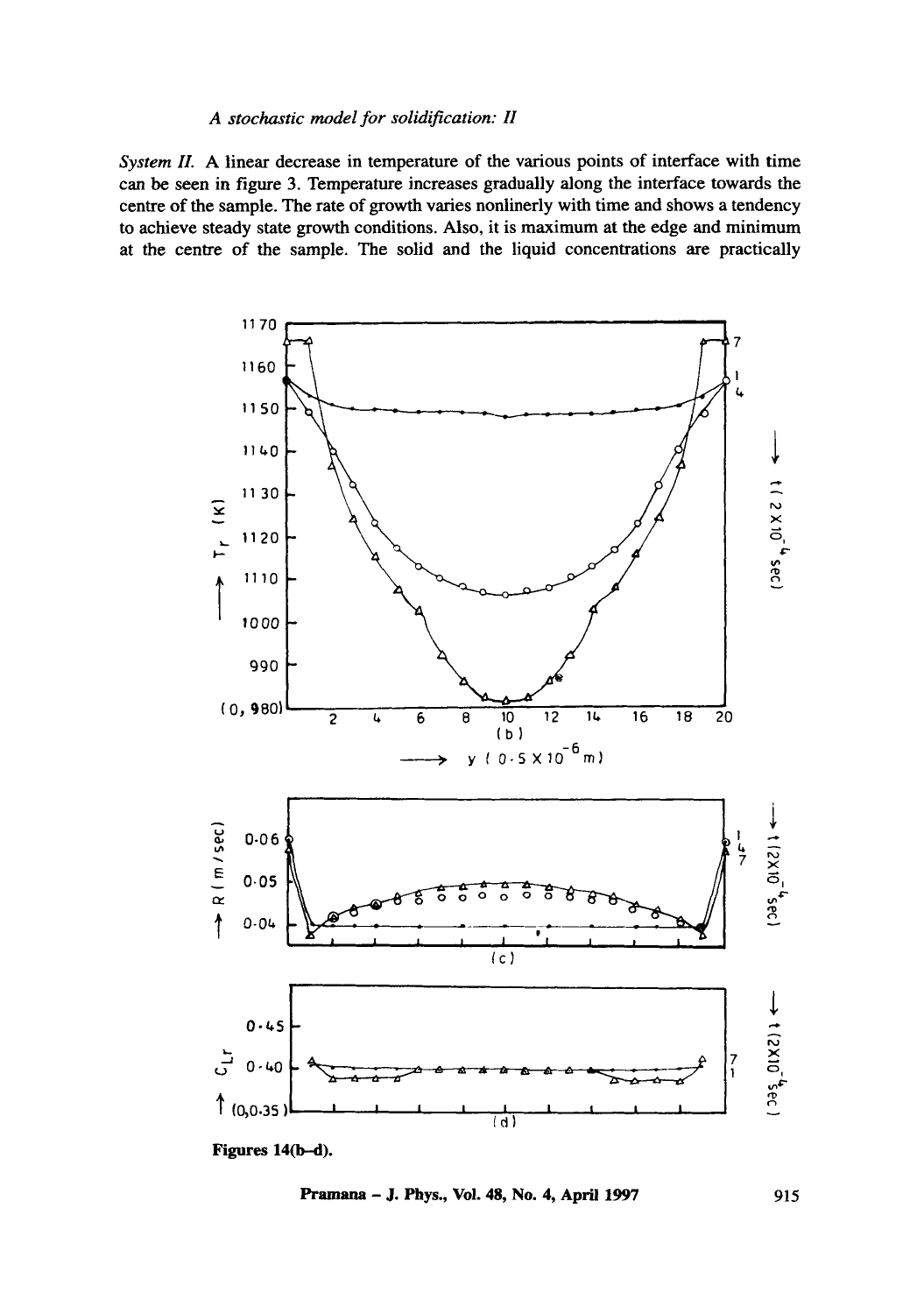*System II.* A linear decrease in temperature of the various points of interface with time can be seen in figure 3. Temperature increases gradually along the interface towards the centre of the sample. The rate of growth varies nonlinerly with time and shows a tendency to achieve steady state growth conditions. Also, it is maximum at the edge and minimum at the centre of the sample. The solid and the liquid concentrations are practically

**Figures 14(b–d).**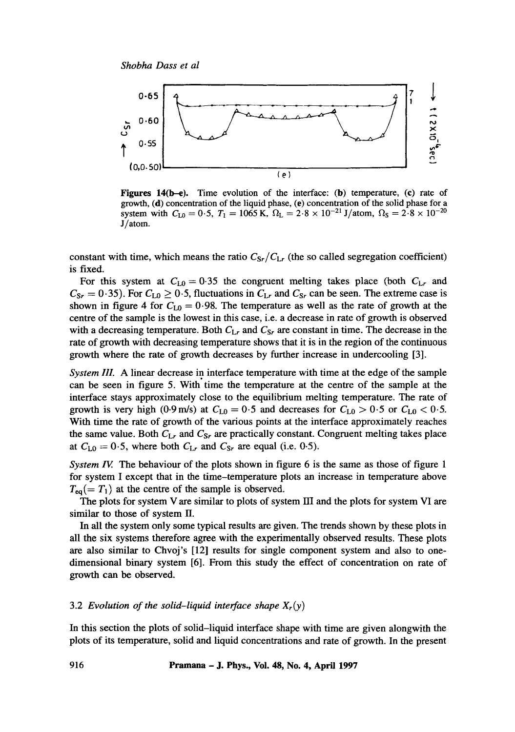**Figures 14(b–e).** Time evolution of the interface: (**b**) temperature, (**c**) rate of growth, (**d**) concentration of the liquid phase, (**e**) concentration of the solid phase for a system with $C_{L0} = 0.5$, $T_1 = 1065$ K, $\Omega_L = 2.8 \times 10^{-21}$ J/atom, $\Omega_S = 2.8 \times 10^{-20}$ J/atom.

constant with time, which means the ratio $C_{Sr}/C_{Lr}$ (the so called segregation coefficient) is fixed.

For this system at $C_{L0} = 0.35$ the congruent melting takes place (both $C_{Lr}$ and $C_{Sr} = 0.35$). For $C_{L0} \geq 0.5$, fluctuations in $C_{Lr}$ and $C_{Sr}$ can be seen. The extreme case is shown in figure 4 for $C_{L0} = 0.98$. The temperature as well as the rate of growth at the centre of the sample is the lowest in this case, i.e. a decrease in rate of growth is observed with a decreasing temperature. Both $C_{Lr}$ and $C_{Sr}$ are constant in time. The decrease in the rate of growth with decreasing temperature shows that it is in the region of the continuous growth where the rate of growth decreases by further increase in undercooling [3].

*System III.* A linear decrease in interface temperature with time at the edge of the sample can be seen in figure 5. With time the temperature at the centre of the sample at the interface stays approximately close to the equilibrium melting temperature. The rate of growth is very high (0.9 m/s) at $C_{L0} = 0.5$ and decreases for $C_{L0} > 0.5$ or $C_{L0} < 0.5$. With time the rate of growth of the various points at the interface approximately reaches the same value. Both $C_{Lr}$ and $C_{Sr}$ are practically constant. Congruent melting takes place at $C_{L0} = 0.5$, where both $C_{Lr}$ and $C_{Sr}$ are equal (i.e. 0.5).

*System IV.* The behaviour of the plots shown in figure 6 is the same as those of figure 1 for system I except that in the time–temperature plots an increase in temperature above $T_{eq}(= T_1)$ at the centre of the sample is observed.

The plots for system V are similar to plots of system III and the plots for system VI are similar to those of system II.

In all the system only some typical results are given. The trends shown by these plots in all the six systems therefore agree with the experimentally observed results. These plots are also similar to Chvoj's [12] results for single component system and also to one-dimensional binary system [6]. From this study the effect of concentration on rate of growth can be observed.

### 3.2 *Evolution of the solid–liquid interface shape $X_r(y)$*

In this section the plots of solid–liquid interface shape with time are given alongwith the plots of its temperature, solid and liquid concentrations and rate of growth. In the present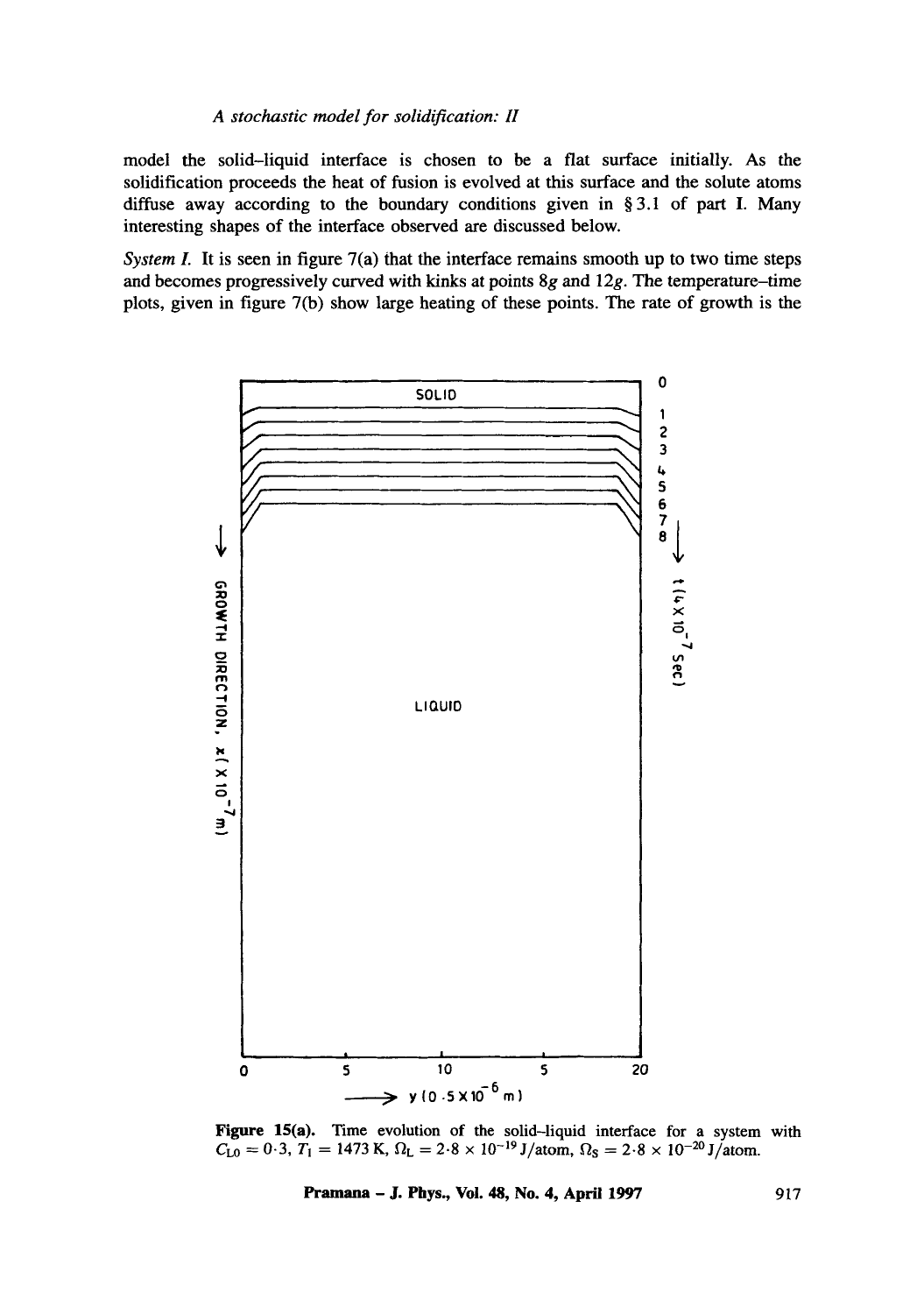model the solid–liquid interface is chosen to be a flat surface initially. As the solidification proceeds the heat of fusion is evolved at this surface and the solute atoms diffuse away according to the boundary conditions given in § 3.1 of part I. Many interesting shapes of the interface observed are discussed below.

*System I.* It is seen in figure 7(a) that the interface remains smooth up to two time steps and becomes progressively curved with kinks at points $8g$ and $12g$. The temperature–time plots, given in figure 7(b) show large heating of these points. The rate of growth is the

**Figure 15(a).** Time evolution of the solid–liquid interface for a system with $C_{L0} = 0{\cdot}3$, $T_1 = 1473$ K, $\Omega_L = 2{\cdot}8 \times 10^{-19}$ J/atom, $\Omega_S = 2{\cdot}8 \times 10^{-20}$ J/atom.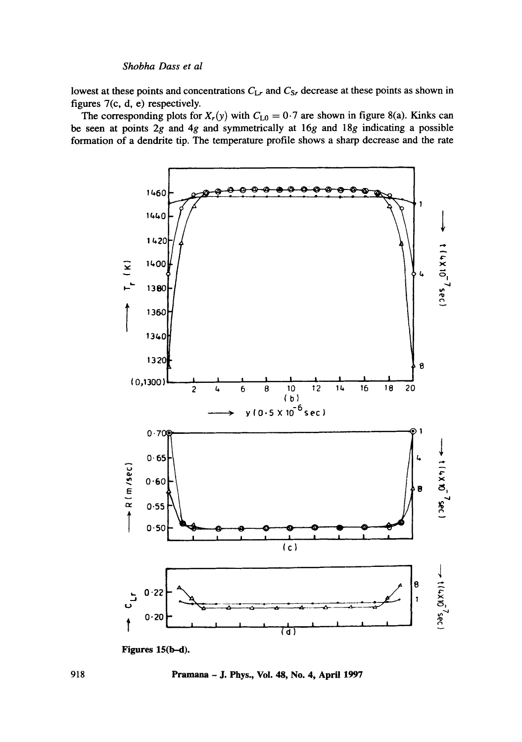lowest at these points and concentrations $C_{Lr}$ and $C_{Sr}$ decrease at these points as shown in figures 7(c, d, e) respectively.

The corresponding plots for $X_r(y)$ with $C_{L0} = 0{\cdot}7$ are shown in figure 8(a). Kinks can be seen at points $2g$ and $4g$ and symmetrically at $16g$ and $18g$ indicating a possible formation of a dendrite tip. The temperature profile shows a sharp decrease and the rate

Figures 15(b–d).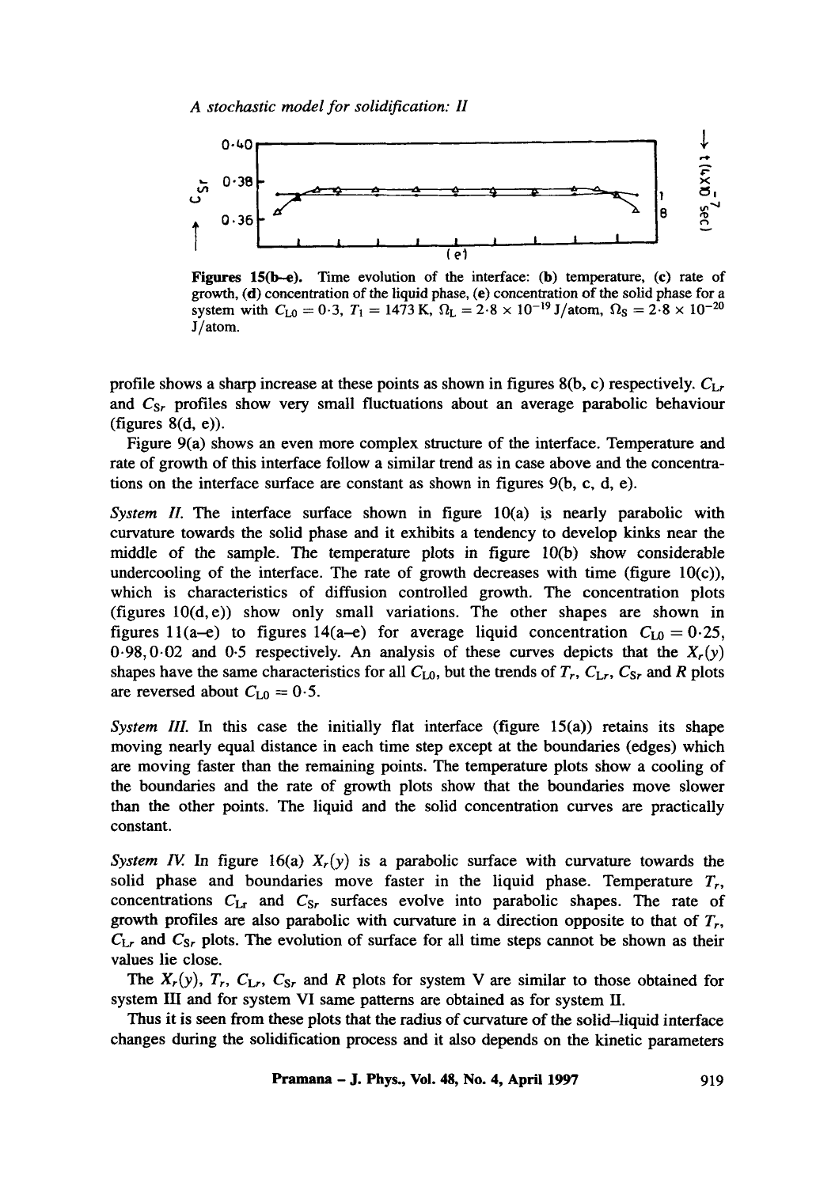Figures 15(b–e). Time evolution of the interface: (b) temperature, (c) rate of growth, (d) concentration of the liquid phase, (e) concentration of the solid phase for a system with $C_{L0} = 0{\cdot}3$, $T_1 = 1473$ K, $\Omega_L = 2{\cdot}8 \times 10^{-19}$ J/atom, $\Omega_S = 2{\cdot}8 \times 10^{-20}$ J/atom.

profile shows a sharp increase at these points as shown in figures 8(b, c) respectively. $C_{Lr}$ and $C_{Sr}$ profiles show very small fluctuations about an average parabolic behaviour (figures 8(d, e)).

Figure 9(a) shows an even more complex structure of the interface. Temperature and rate of growth of this interface follow a similar trend as in case above and the concentrations on the interface surface are constant as shown in figures 9(b, c, d, e).

*System II.* The interface surface shown in figure 10(a) is nearly parabolic with curvature towards the solid phase and it exhibits a tendency to develop kinks near the middle of the sample. The temperature plots in figure 10(b) show considerable undercooling of the interface. The rate of growth decreases with time (figure 10(c)), which is characteristics of diffusion controlled growth. The concentration plots (figures 10(d, e)) show only small variations. The other shapes are shown in figures 11(a–e) to figures 14(a–e) for average liquid concentration $C_{L0} = 0{\cdot}25$, $0{\cdot}98, 0{\cdot}02$ and $0{\cdot}5$ respectively. An analysis of these curves depicts that the $X_r(y)$ shapes have the same characteristics for all $C_{L0}$, but the trends of $T_r$, $C_{Lr}$, $C_{Sr}$ and $R$ plots are reversed about $C_{L0} = 0{\cdot}5$.

*System III.* In this case the initially flat interface (figure 15(a)) retains its shape moving nearly equal distance in each time step except at the boundaries (edges) which are moving faster than the remaining points. The temperature plots show a cooling of the boundaries and the rate of growth plots show that the boundaries move slower than the other points. The liquid and the solid concentration curves are practically constant.

*System IV.* In figure 16(a) $X_r(y)$ is a parabolic surface with curvature towards the solid phase and boundaries move faster in the liquid phase. Temperature $T_r$, concentrations $C_{Lr}$ and $C_{Sr}$ surfaces evolve into parabolic shapes. The rate of growth profiles are also parabolic with curvature in a direction opposite to that of $T_r$, $C_{Lr}$ and $C_{Sr}$ plots. The evolution of surface for all time steps cannot be shown as their values lie close.

The $X_r(y)$, $T_r$, $C_{Lr}$, $C_{Sr}$ and $R$ plots for system V are similar to those obtained for system III and for system VI same patterns are obtained as for system II.

Thus it is seen from these plots that the radius of curvature of the solid–liquid interface changes during the solidification process and it also depends on the kinetic parameters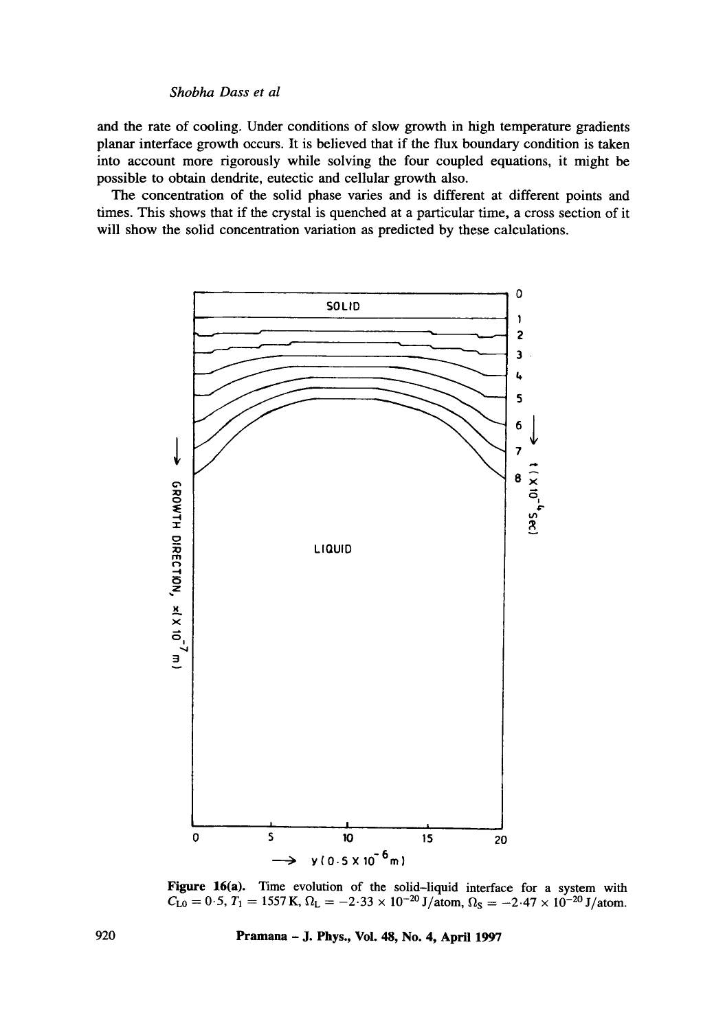and the rate of cooling. Under conditions of slow growth in high temperature gradients planar interface growth occurs. It is believed that if the flux boundary condition is taken into account more rigorously while solving the four coupled equations, it might be possible to obtain dendrite, eutectic and cellular growth also.

The concentration of the solid phase varies and is different at different points and times. This shows that if the crystal is quenched at a particular time, a cross section of it will show the solid concentration variation as predicted by these calculations.

**Figure 16(a).** Time evolution of the solid–liquid interface for a system with $C_{L0} = 0{\cdot}5$, $T_l = 1557\,\text{K}$, $\Omega_L = -2{\cdot}33 \times 10^{-20}\,\text{J/atom}$, $\Omega_S = -2{\cdot}47 \times 10^{-20}\,\text{J/atom}$.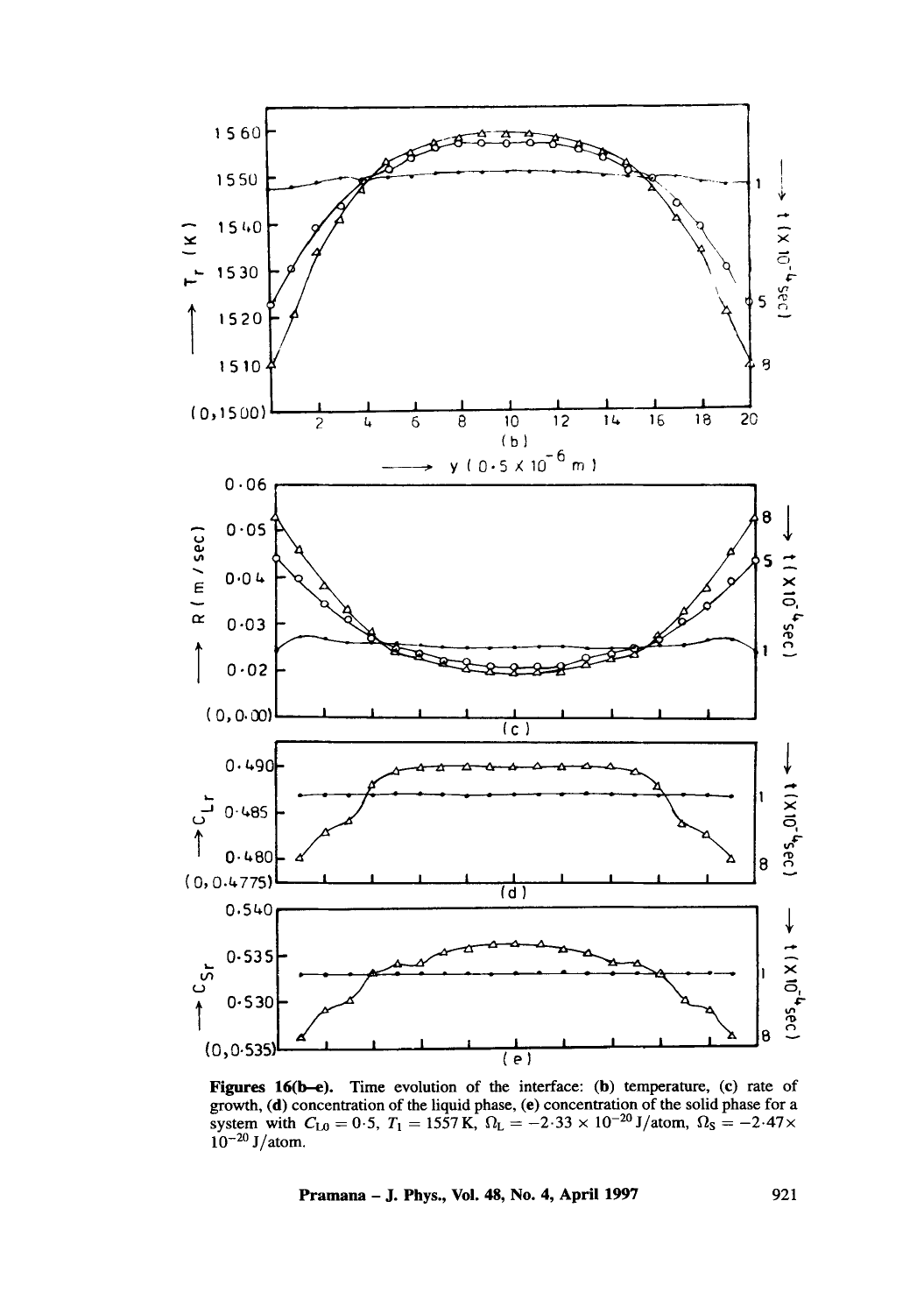**Figures 16(b–e).** Time evolution of the interface: (**b**) temperature, (**c**) rate of growth, (**d**) concentration of the liquid phase, (**e**) concentration of the solid phase for a system with $C_{L0} = 0{\cdot}5$, $T_1 = 1557\,\text{K}$, $\Omega_L = -2{\cdot}33 \times 10^{-20}$ J/atom, $\Omega_S = -2{\cdot}47 \times 10^{-20}$ J/atom.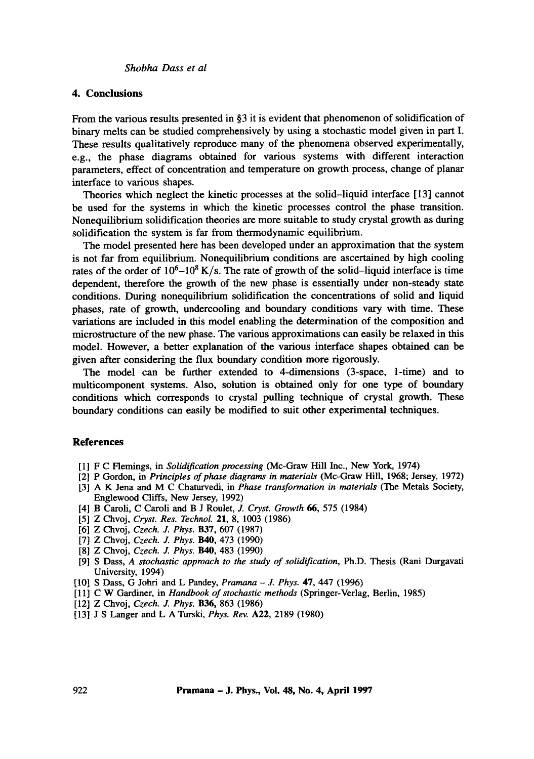## 4. Conclusions

From the various results presented in §3 it is evident that phenomenon of solidification of binary melts can be studied comprehensively by using a stochastic model given in part I. These results qualitatively reproduce many of the phenomena observed experimentally, e.g., the phase diagrams obtained for various systems with different interaction parameters, effect of concentration and temperature on growth process, change of planar interface to various shapes.

Theories which neglect the kinetic processes at the solid–liquid interface [13] cannot be used for the systems in which the kinetic processes control the phase transition. Nonequilibrium solidification theories are more suitable to study crystal growth as during solidification the system is far from thermodynamic equilibrium.

The model presented here has been developed under an approximation that the system is not far from equilibrium. Nonequilibrium conditions are ascertained by high cooling rates of the order of $10^6$–$10^8$ K/s. The rate of growth of the solid–liquid interface is time dependent, therefore the growth of the new phase is essentially under non-steady state conditions. During nonequilibrium solidification the concentrations of solid and liquid phases, rate of growth, undercooling and boundary conditions vary with time. These variations are included in this model enabling the determination of the composition and microstructure of the new phase. The various approximations can easily be relaxed in this model. However, a better explanation of the various interface shapes obtained can be given after considering the flux boundary condition more rigorously.

The model can be further extended to 4-dimensions (3-space, 1-time) and to multicomponent systems. Also, solution is obtained only for one type of boundary conditions which corresponds to crystal pulling technique of crystal growth. These boundary conditions can easily be modified to suit other experimental techniques.

## References

[1] F C Flemings, in *Solidification processing* (Mc-Graw Hill Inc., New York, 1974)

[2] P Gordon, in *Principles of phase diagrams in materials* (Mc-Graw Hill, 1968; Jersey, 1972)

[3] A K Jena and M C Chaturvedi, in *Phase transformation in materials* (The Metals Society, Englewood Cliffs, New Jersey, 1992)

[4] B Caroli, C Caroli and B J Roulet, *J. Cryst. Growth* **66**, 575 (1984)

[5] Z Chvoj, *Cryst. Res. Technol.* **21**, 8, 1003 (1986)

[6] Z Chvoj, *Czech. J. Phys.* **B37**, 607 (1987)

[7] Z Chvoj, *Czech. J. Phys.* **B40**, 473 (1990)

[8] Z Chvoj, *Czech. J. Phys.* **B40**, 483 (1990)

[9] S Dass, *A stochastic approach to the study of solidification*, Ph.D. Thesis (Rani Durgavati University, 1994)

[10] S Dass, G Johri and L Pandey, *Pramana – J. Phys.* **47**, 447 (1996)

[11] C W Gardiner, in *Handbook of stochastic methods* (Springer-Verlag, Berlin, 1985)

[12] Z Chvoj, *Czech. J. Phys.* **B36**, 863 (1986)

[13] J S Langer and L A Turski, *Phys. Rev.* **A22**, 2189 (1980)